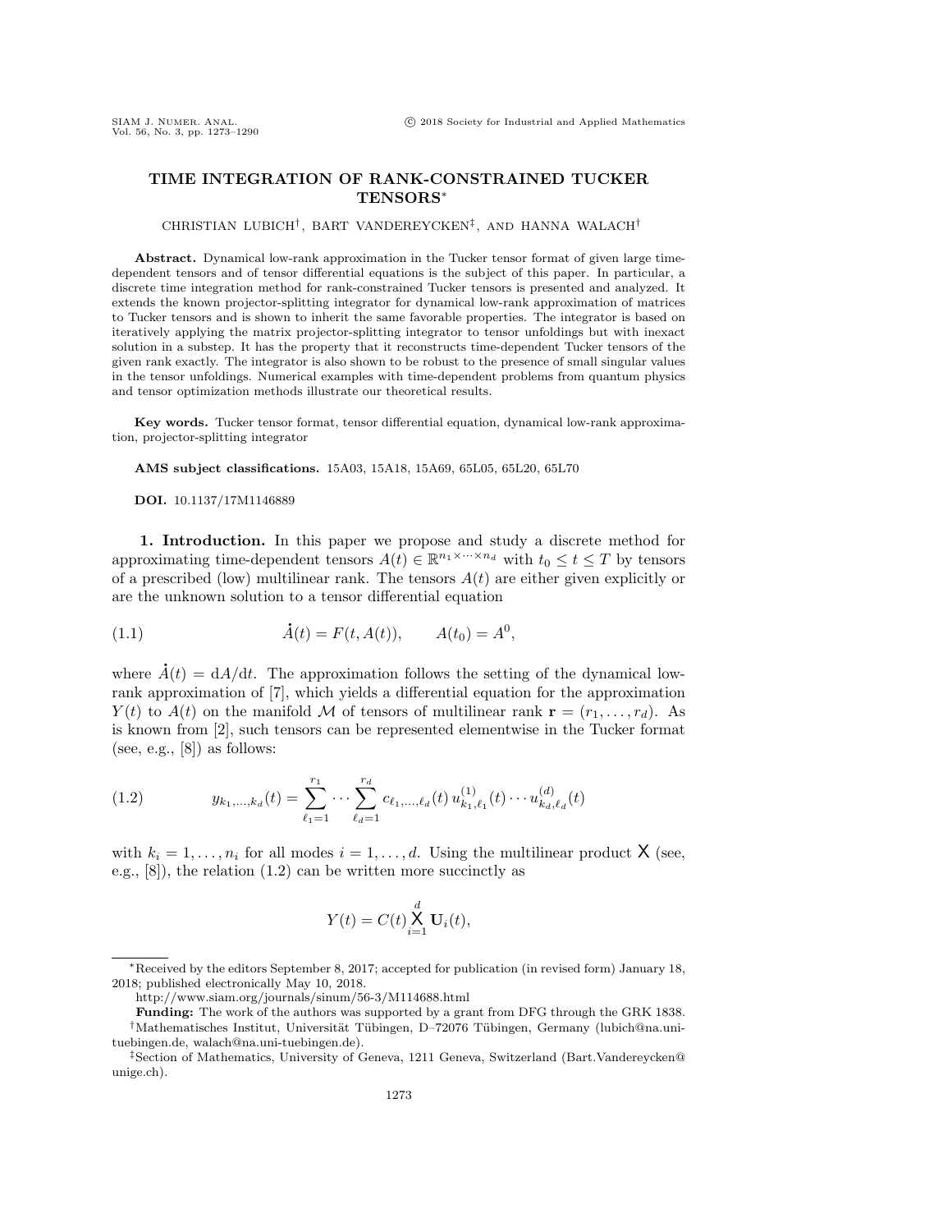# TIME INTEGRATION OF RANK-CONSTRAINED TUCKER TENSORS*

CHRISTIAN LUBICH†, BART VANDEREYCKEN‡, AND HANNA WALACH†

**Abstract.** Dynamical low-rank approximation in the Tucker tensor format of given large time-dependent tensors and of tensor differential equations is the subject of this paper. In particular, a discrete time integration method for rank-constrained Tucker tensors is presented and analyzed. It extends the known projector-splitting integrator for dynamical low-rank approximation of matrices to Tucker tensors and is shown to inherit the same favorable properties. The integrator is based on iteratively applying the matrix projector-splitting integrator to tensor unfoldings but with inexact solution in a substep. It has the property that it reconstructs time-dependent Tucker tensors of the given rank exactly. The integrator is also shown to be robust to the presence of small singular values in the tensor unfoldings. Numerical examples with time-dependent problems from quantum physics and tensor optimization methods illustrate our theoretical results.

**Key words.** Tucker tensor format, tensor differential equation, dynamical low-rank approximation, projector-splitting integrator

**AMS subject classifications.** 15A03, 15A18, 15A69, 65L05, 65L20, 65L70

**DOI.** 10.1137/17M1146889

## 1. Introduction.

In this paper we propose and study a discrete method for approximating time-dependent tensors $A(t) \in \mathbb{R}^{n_1 \times \cdots \times n_d}$ with $t_0 \le t \le T$ by tensors of a prescribed (low) multilinear rank. The tensors $A(t)$ are either given explicitly or are the unknown solution to a tensor differential equation

$$\dot{A}(t) = F(t, A(t)), \qquad A(t_0) = A^0, \tag{1.1}$$

where $\dot{A}(t) = \mathrm{d}A/\mathrm{d}t$. The approximation follows the setting of the dynamical low-rank approximation of [7], which yields a differential equation for the approximation $Y(t)$ to $A(t)$ on the manifold $\mathcal{M}$ of tensors of multilinear rank $\mathbf{r} = (r_1, \dots, r_d)$. As is known from [2], such tensors can be represented elementwise in the Tucker format (see, e.g., [8]) as follows:

$$y_{k_1,\dots,k_d}(t) = \sum_{\ell_1=1}^{r_1} \cdots \sum_{\ell_d=1}^{r_d} c_{\ell_1,\dots,\ell_d}(t)\, u^{(1)}_{k_1,\ell_1}(t) \cdots u^{(d)}_{k_d,\ell_d}(t) \tag{1.2}$$

with $k_i = 1, \dots, n_i$ for all modes $i = 1, \dots, d$. Using the multilinear product $\mathsf{X}$ (see, e.g., [8]), the relation (1.2) can be written more succinctly as

$$Y(t) = C(t) \mathop{\mathsf{X}}_{i=1}^{d} \mathbf{U}_i(t),$$

---

*Received by the editors September 8, 2017; accepted for publication (in revised form) January 18, 2018; published electronically May 10, 2018.

http://www.siam.org/journals/sinum/56-3/M114688.html

**Funding:** The work of the authors was supported by a grant from DFG through the GRK 1838.

†Mathematisches Institut, Universität Tübingen, D–72076 Tübingen, Germany (lubich@na.uni-tuebingen.de, walach@na.uni-tuebingen.de).

‡Section of Mathematics, University of Geneva, 1211 Geneva, Switzerland (Bart.Vandereycken@unige.ch).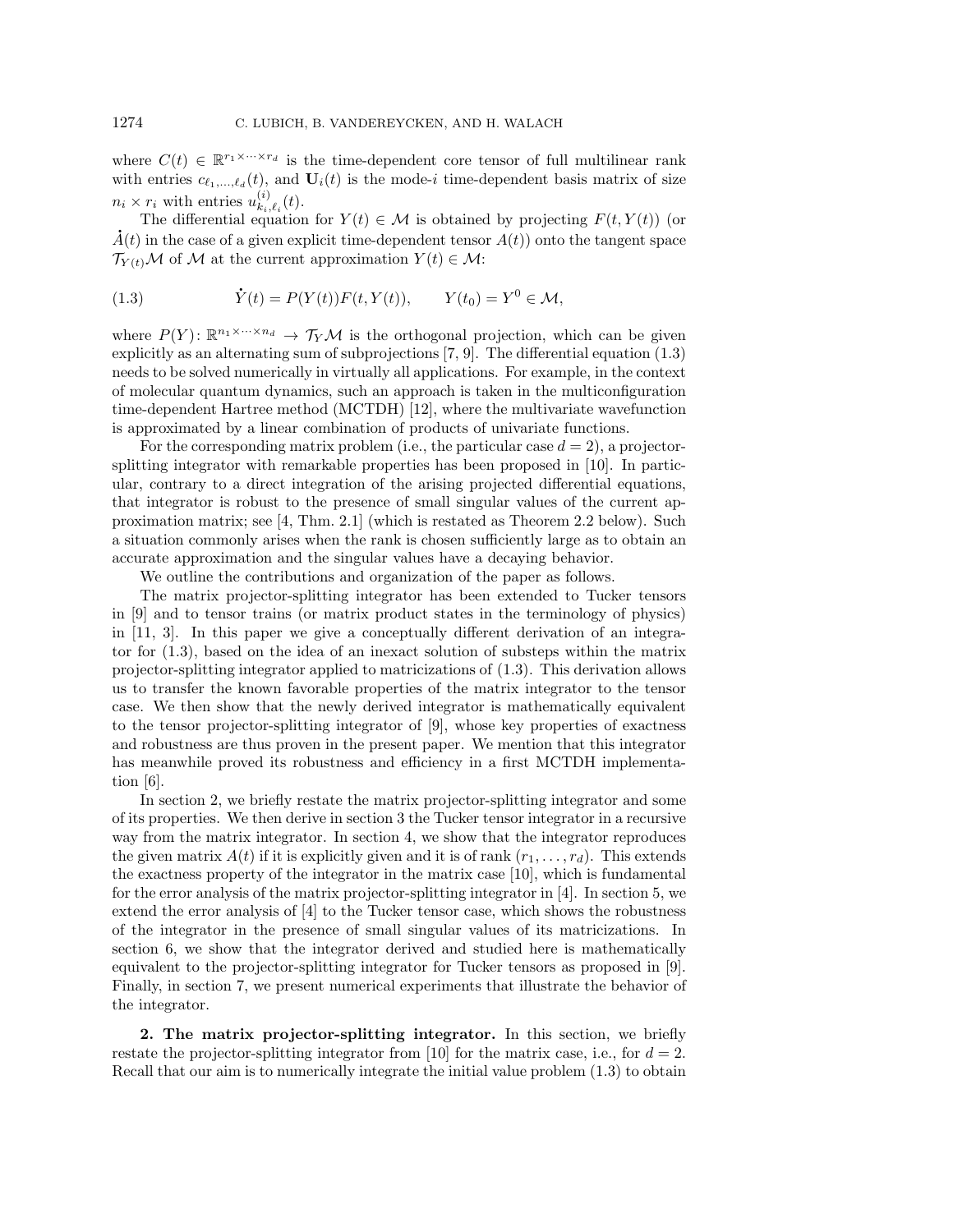where $C(t) \in \mathbb{R}^{r_1 \times \cdots \times r_d}$ is the time-dependent core tensor of full multilinear rank with entries $c_{\ell_1,\ldots,\ell_d}(t)$, and $\mathbf{U}_i(t)$ is the mode-$i$ time-dependent basis matrix of size $n_i \times r_i$ with entries $u^{(i)}_{k_i,\ell_i}(t)$.

The differential equation for $Y(t) \in \mathcal{M}$ is obtained by projecting $F(t, Y(t))$ (or $\dot{A}(t)$ in the case of a given explicit time-dependent tensor $A(t)$) onto the tangent space $\mathcal{T}_{Y(t)}\mathcal{M}$ of $\mathcal{M}$ at the current approximation $Y(t) \in \mathcal{M}$:

$$\dot{Y}(t) = P(Y(t))F(t, Y(t)), \qquad Y(t_0) = Y^0 \in \mathcal{M}, \tag{1.3}$$

where $P(Y): \mathbb{R}^{n_1 \times \cdots \times n_d} \to \mathcal{T}_Y\mathcal{M}$ is the orthogonal projection, which can be given explicitly as an alternating sum of subprojections [7, 9]. The differential equation (1.3) needs to be solved numerically in virtually all applications. For example, in the context of molecular quantum dynamics, such an approach is taken in the multiconfiguration time-dependent Hartree method (MCTDH) [12], where the multivariate wavefunction is approximated by a linear combination of products of univariate functions.

For the corresponding matrix problem (i.e., the particular case $d = 2$), a projector-splitting integrator with remarkable properties has been proposed in [10]. In particular, contrary to a direct integration of the arising projected differential equations, that integrator is robust to the presence of small singular values of the current approximation matrix; see [4, Thm. 2.1] (which is restated as Theorem 2.2 below). Such a situation commonly arises when the rank is chosen sufficiently large as to obtain an accurate approximation and the singular values have a decaying behavior.

We outline the contributions and organization of the paper as follows.

The matrix projector-splitting integrator has been extended to Tucker tensors in [9] and to tensor trains (or matrix product states in the terminology of physics) in [11, 3]. In this paper we give a conceptually different derivation of an integrator for (1.3), based on the idea of an inexact solution of substeps within the matrix projector-splitting integrator applied to matricizations of (1.3). This derivation allows us to transfer the known favorable properties of the matrix integrator to the tensor case. We then show that the newly derived integrator is mathematically equivalent to the tensor projector-splitting integrator of [9], whose key properties of exactness and robustness are thus proven in the present paper. We mention that this integrator has meanwhile proved its robustness and efficiency in a first MCTDH implementation [6].

In section 2, we briefly restate the matrix projector-splitting integrator and some of its properties. We then derive in section 3 the Tucker tensor integrator in a recursive way from the matrix integrator. In section 4, we show that the integrator reproduces the given matrix $A(t)$ if it is explicitly given and it is of rank $(r_1, \ldots, r_d)$. This extends the exactness property of the integrator in the matrix case [10], which is fundamental for the error analysis of the matrix projector-splitting integrator in [4]. In section 5, we extend the error analysis of [4] to the Tucker tensor case, which shows the robustness of the integrator in the presence of small singular values of its matricizations. In section 6, we show that the integrator derived and studied here is mathematically equivalent to the projector-splitting integrator for Tucker tensors as proposed in [9]. Finally, in section 7, we present numerical experiments that illustrate the behavior of the integrator.

## 2. The matrix projector-splitting integrator.

In this section, we briefly restate the projector-splitting integrator from [10] for the matrix case, i.e., for $d = 2$. Recall that our aim is to numerically integrate the initial value problem (1.3) to obtain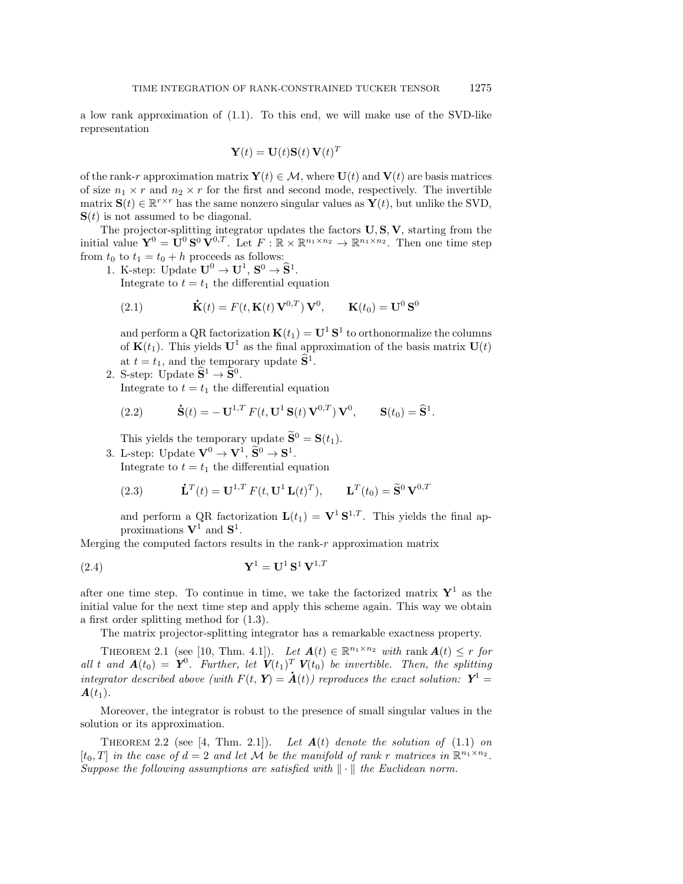a low rank approximation of (1.1). To this end, we will make use of the SVD-like representation

$$\mathbf{Y}(t) = \mathbf{U}(t)\mathbf{S}(t)\,\mathbf{V}(t)^T$$

of the rank-$r$ approximation matrix $\mathbf{Y}(t) \in \mathcal{M}$, where $\mathbf{U}(t)$ and $\mathbf{V}(t)$ are basis matrices of size $n_1 \times r$ and $n_2 \times r$ for the first and second mode, respectively. The invertible matrix $\mathbf{S}(t) \in \mathbb{R}^{r \times r}$ has the same nonzero singular values as $\mathbf{Y}(t)$, but unlike the SVD, $\mathbf{S}(t)$ is not assumed to be diagonal.

The projector-splitting integrator updates the factors $\mathbf{U}, \mathbf{S}, \mathbf{V}$, starting from the initial value $\mathbf{Y}^0 = \mathbf{U}^0\,\mathbf{S}^0\,\mathbf{V}^{0,T}$. Let $F : \mathbb{R} \times \mathbb{R}^{n_1 \times n_2} \to \mathbb{R}^{n_1 \times n_2}$. Then one time step from $t_0$ to $t_1 = t_0 + h$ proceeds as follows:

1. K-step: Update $\mathbf{U}^0 \to \mathbf{U}^1$, $\mathbf{S}^0 \to \widehat{\mathbf{S}}^1$.
   Integrate to $t = t_1$ the differential equation

   $$\dot{\mathbf{K}}(t) = F(t, \mathbf{K}(t)\,\mathbf{V}^{0,T})\,\mathbf{V}^0, \qquad \mathbf{K}(t_0) = \mathbf{U}^0\,\mathbf{S}^0 \tag{2.1}$$

   and perform a QR factorization $\mathbf{K}(t_1) = \mathbf{U}^1\,\mathbf{S}^1$ to orthonormalize the columns of $\mathbf{K}(t_1)$. This yields $\mathbf{U}^1$ as the final approximation of the basis matrix $\mathbf{U}(t)$ at $t = t_1$, and the temporary update $\widehat{\mathbf{S}}^1$.
2. S-step: Update $\widehat{\mathbf{S}}^1 \to \widetilde{\mathbf{S}}^0$.
   Integrate to $t = t_1$ the differential equation

   $$\dot{\mathbf{S}}(t) = -\,\mathbf{U}^{1,T}\,F(t, \mathbf{U}^1\,\mathbf{S}(t)\,\mathbf{V}^{0,T})\,\mathbf{V}^0, \qquad \mathbf{S}(t_0) = \widehat{\mathbf{S}}^1. \tag{2.2}$$

   This yields the temporary update $\widetilde{\mathbf{S}}^0 = \mathbf{S}(t_1)$.
3. L-step: Update $\mathbf{V}^0 \to \mathbf{V}^1$, $\widetilde{\mathbf{S}}^0 \to \mathbf{S}^1$.
   Integrate to $t = t_1$ the differential equation

   $$\dot{\mathbf{L}}^T(t) = \mathbf{U}^{1,T}\,F(t, \mathbf{U}^1\,\mathbf{L}(t)^T), \qquad \mathbf{L}^T(t_0) = \widetilde{\mathbf{S}}^0\,\mathbf{V}^{0,T} \tag{2.3}$$

   and perform a QR factorization $\mathbf{L}(t_1) = \mathbf{V}^1\,\mathbf{S}^{1,T}$. This yields the final approximations $\mathbf{V}^1$ and $\mathbf{S}^1$.

Merging the computed factors results in the rank-$r$ approximation matrix

$$\mathbf{Y}^1 = \mathbf{U}^1\,\mathbf{S}^1\,\mathbf{V}^{1,T} \tag{2.4}$$

after one time step. To continue in time, we take the factorized matrix $\mathbf{Y}^1$ as the initial value for the next time step and apply this scheme again. This way we obtain a first order splitting method for (1.3).

The matrix projector-splitting integrator has a remarkable exactness property.

THEOREM 2.1 (see [10, Thm. 4.1]). *Let $\boldsymbol{A}(t) \in \mathbb{R}^{n_1 \times n_2}$ with $\operatorname{rank} \boldsymbol{A}(t) \le r$ for all $t$ and $\boldsymbol{A}(t_0) = \boldsymbol{Y}^0$. Further, let $\boldsymbol{V}(t_1)^T\,\boldsymbol{V}(t_0)$ be invertible. Then, the splitting integrator described above (with $F(t, \boldsymbol{Y}) = \dot{\boldsymbol{A}}(t)$) reproduces the exact solution: $\boldsymbol{Y}^1 = \boldsymbol{A}(t_1)$.*

Moreover, the integrator is robust to the presence of small singular values in the solution or its approximation.

THEOREM 2.2 (see [4, Thm. 2.1]). *Let $\boldsymbol{A}(t)$ denote the solution of (1.1) on $[t_0, T]$ in the case of $d = 2$ and let $\mathcal{M}$ be the manifold of rank $r$ matrices in $\mathbb{R}^{n_1 \times n_2}$. Suppose the following assumptions are satisfied with $\|\cdot\|$ the Euclidean norm.*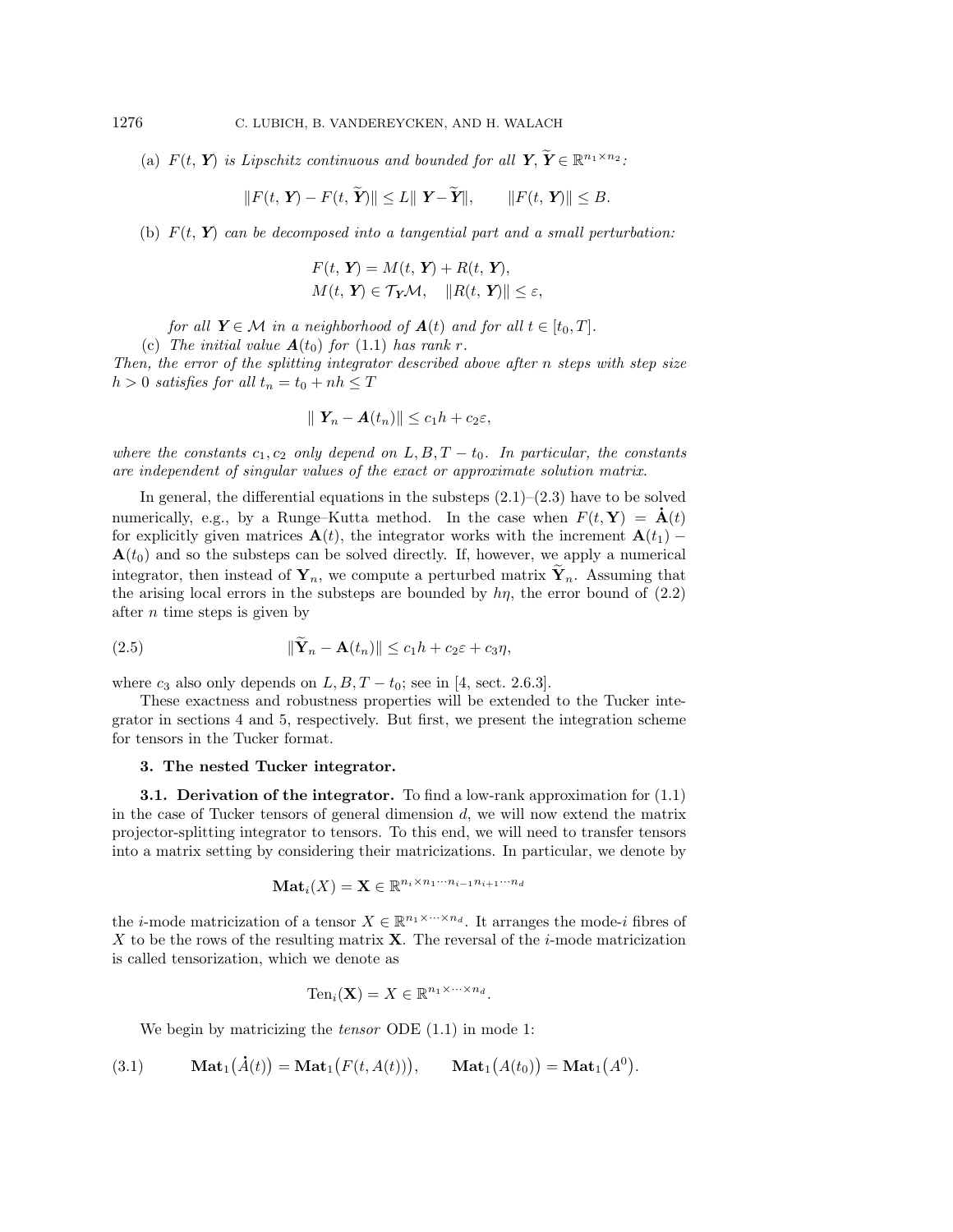(a) *$F(t, \boldsymbol{Y})$ is Lipschitz continuous and bounded for all $\boldsymbol{Y}, \widetilde{\boldsymbol{Y}} \in \mathbb{R}^{n_1 \times n_2}$:*

$$\|F(t, \boldsymbol{Y}) - F(t, \widetilde{\boldsymbol{Y}})\| \leq L \| \boldsymbol{Y} - \widetilde{\boldsymbol{Y}}\|, \qquad \|F(t, \boldsymbol{Y})\| \leq B.$$

(b) *$F(t, \boldsymbol{Y})$ can be decomposed into a tangential part and a small perturbation:*

$$F(t, \boldsymbol{Y}) = M(t, \boldsymbol{Y}) + R(t, \boldsymbol{Y}),$$
$$M(t, \boldsymbol{Y}) \in \mathcal{T}_{\boldsymbol{Y}}\mathcal{M}, \quad \|R(t, \boldsymbol{Y})\| \leq \varepsilon,$$

*for all $\boldsymbol{Y} \in \mathcal{M}$ in a neighborhood of $\boldsymbol{A}(t)$ and for all $t \in [t_0, T]$.*

(c) *The initial value $\boldsymbol{A}(t_0)$ for (1.1) has rank $r$.*

*Then, the error of the splitting integrator described above after $n$ steps with step size $h > 0$ satisfies for all $t_n = t_0 + nh \leq T$*

$$\| \boldsymbol{Y}_n - \boldsymbol{A}(t_n)\| \leq c_1 h + c_2 \varepsilon,$$

*where the constants $c_1, c_2$ only depend on $L, B, T - t_0$. In particular, the constants are independent of singular values of the exact or approximate solution matrix.*

In general, the differential equations in the substeps (2.1)–(2.3) have to be solved numerically, e.g., by a Runge–Kutta method. In the case when $F(t, \mathbf{Y}) = \dot{\mathbf{A}}(t)$ for explicitly given matrices $\mathbf{A}(t)$, the integrator works with the increment $\mathbf{A}(t_1) - \mathbf{A}(t_0)$ and so the substeps can be solved directly. If, however, we apply a numerical integrator, then instead of $\mathbf{Y}_n$, we compute a perturbed matrix $\widetilde{\mathbf{Y}}_n$. Assuming that the arising local errors in the substeps are bounded by $h\eta$, the error bound of (2.2) after $n$ time steps is given by

$$\|\widetilde{\mathbf{Y}}_n - \mathbf{A}(t_n)\| \leq c_1 h + c_2 \varepsilon + c_3 \eta, \tag{2.5}$$

where $c_3$ also only depends on $L, B, T - t_0$; see in [4, sect. 2.6.3].

These exactness and robustness properties will be extended to the Tucker integrator in sections 4 and 5, respectively. But first, we present the integration scheme for tensors in the Tucker format.

## 3. The nested Tucker integrator.

**3.1. Derivation of the integrator.** To find a low-rank approximation for (1.1) in the case of Tucker tensors of general dimension $d$, we will now extend the matrix projector-splitting integrator to tensors. To this end, we will need to transfer tensors into a matrix setting by considering their matricizations. In particular, we denote by

$$\mathbf{Mat}_i(X) = \mathbf{X} \in \mathbb{R}^{n_i \times n_1 \cdots n_{i-1} n_{i+1} \cdots n_d}$$

the $i$-mode matricization of a tensor $X \in \mathbb{R}^{n_1 \times \cdots \times n_d}$. It arranges the mode-$i$ fibres of $X$ to be the rows of the resulting matrix $\mathbf{X}$. The reversal of the $i$-mode matricization is called tensorization, which we denote as

$$\mathrm{Ten}_i(\mathbf{X}) = X \in \mathbb{R}^{n_1 \times \cdots \times n_d}.$$

We begin by matricizing the *tensor* ODE (1.1) in mode 1:

$$\mathbf{Mat}_1\big(\dot{A}(t)\big) = \mathbf{Mat}_1\big(F(t, A(t))\big), \qquad \mathbf{Mat}_1\big(A(t_0)\big) = \mathbf{Mat}_1\big(A^0\big). \tag{3.1}$$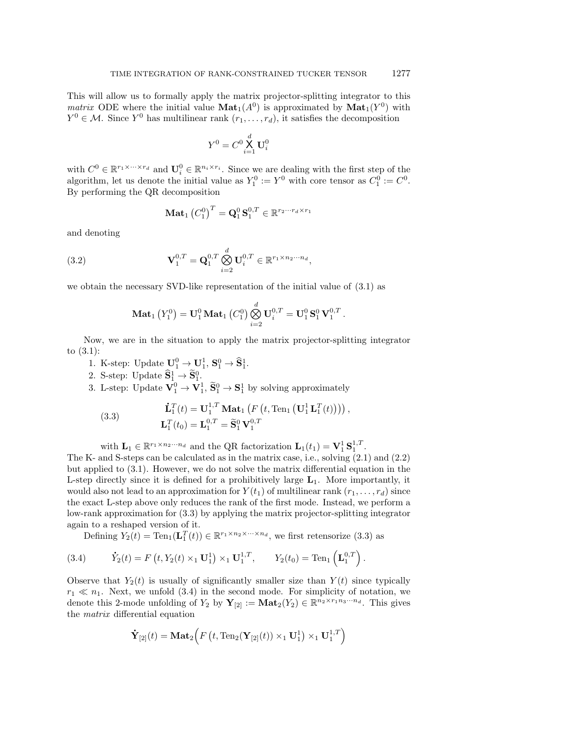This will allow us to formally apply the matrix projector-splitting integrator to this *matrix* ODE where the initial value $\mathbf{Mat}_1(A^0)$ is approximated by $\mathbf{Mat}_1(Y^0)$ with $Y^0 \in \mathcal{M}$. Since $Y^0$ has multilinear rank $(r_1, \ldots, r_d)$, it satisfies the decomposition

$$
Y^0 = C^0 \bigtimes_{i=1}^{d} \mathbf{U}_i^0
$$

with $C^0 \in \mathbb{R}^{r_1 \times \cdots \times r_d}$ and $\mathbf{U}_i^0 \in \mathbb{R}^{n_i \times r_i}$. Since we are dealing with the first step of the algorithm, let us denote the initial value as $Y_1^0 := Y^0$ with core tensor as $C_1^0 := C^0$. By performing the QR decomposition

$$
\mathbf{Mat}_1\left(C_1^0\right)^T = \mathbf{Q}_1^0 \, \mathbf{S}_1^{0,T} \in \mathbb{R}^{r_2 \cdots r_d \times r_1}
$$

and denoting

$$
\mathbf{V}_1^{0,T} = \mathbf{Q}_1^{0,T} \bigotimes_{i=2}^{d} \mathbf{U}_i^{0,T} \in \mathbb{R}^{r_1 \times n_2 \cdots n_d}, \tag{3.2}
$$

we obtain the necessary SVD-like representation of the initial value of (3.1) as

$$
\mathbf{Mat}_1\left(Y_1^0\right) = \mathbf{U}_1^0 \, \mathbf{Mat}_1\left(C_1^0\right) \bigotimes_{i=2}^{d} \mathbf{U}_i^{0,T} = \mathbf{U}_1^0 \, \mathbf{S}_1^0 \, \mathbf{V}_1^{0,T}.
$$

Now, we are in the situation to apply the matrix projector-splitting integrator to (3.1):

1. K-step: Update $\mathbf{U}_1^0 \to \mathbf{U}_1^1$, $\mathbf{S}_1^0 \to \widehat{\mathbf{S}}_1^1$.
2. S-step: Update $\widehat{\mathbf{S}}_1^1 \to \widetilde{\mathbf{S}}_1^0$.
3. L-step: Update $\mathbf{V}_1^0 \to \mathbf{V}_1^1$, $\widetilde{\mathbf{S}}_1^0 \to \mathbf{S}_1^1$ by solving approximately

$$
\begin{aligned}
\dot{\mathbf{L}}_1^T(t) &= \mathbf{U}_1^{1,T} \, \mathbf{Mat}_1\left(F\left(t, \mathrm{Ten}_1\left(\mathbf{U}_1^1 \, \mathbf{L}_1^T(t)\right)\right)\right), \\
\mathbf{L}_1^T(t_0) &= \mathbf{L}_1^{0,T} = \widetilde{\mathbf{S}}_1^0 \, \mathbf{V}_1^{0,T}
\end{aligned} \tag{3.3}
$$

with $\mathbf{L}_1 \in \mathbb{R}^{r_1 \times n_2 \cdots n_d}$ and the QR factorization $\mathbf{L}_1(t_1) = \mathbf{V}_1^1 \, \mathbf{S}_1^{1,T}$.

The K- and S-steps can be calculated as in the matrix case, i.e., solving (2.1) and (2.2) but applied to (3.1). However, we do not solve the matrix differential equation in the L-step directly since it is defined for a prohibitively large $\mathbf{L}_1$. More importantly, it would also not lead to an approximation for $Y(t_1)$ of multilinear rank $(r_1, \ldots, r_d)$ since the exact L-step above only reduces the rank of the first mode. Instead, we perform a low-rank approximation for (3.3) by applying the matrix projector-splitting integrator again to a reshaped version of it.

Defining $Y_2(t) = \mathrm{Ten}_1(\mathbf{L}_1^T(t)) \in \mathbb{R}^{r_1 \times n_2 \times \cdots \times n_d}$, we first retensorize (3.3) as

$$
\dot{Y}_2(t) = F\left(t, Y_2(t) \times_1 \mathbf{U}_1^1\right) \times_1 \mathbf{U}_1^{1,T}, \qquad Y_2(t_0) = \mathrm{Ten}_1\left(\mathbf{L}_1^{0,T}\right). \tag{3.4}
$$

Observe that $Y_2(t)$ is usually of significantly smaller size than $Y(t)$ since typically $r_1 \ll n_1$. Next, we unfold (3.4) in the second mode. For simplicity of notation, we denote this 2-mode unfolding of $Y_2$ by $\mathbf{Y}_{[2]} := \mathbf{Mat}_2(Y_2) \in \mathbb{R}^{n_2 \times r_1 n_3 \cdots n_d}$. This gives the *matrix* differential equation

$$
\dot{\mathbf{Y}}_{[2]}(t) = \mathbf{Mat}_2\Big(F\left(t, \mathrm{Ten}_2(\mathbf{Y}_{[2]}(t)) \times_1 \mathbf{U}_1^1\right) \times_1 \mathbf{U}_1^{1,T}\Big)
$$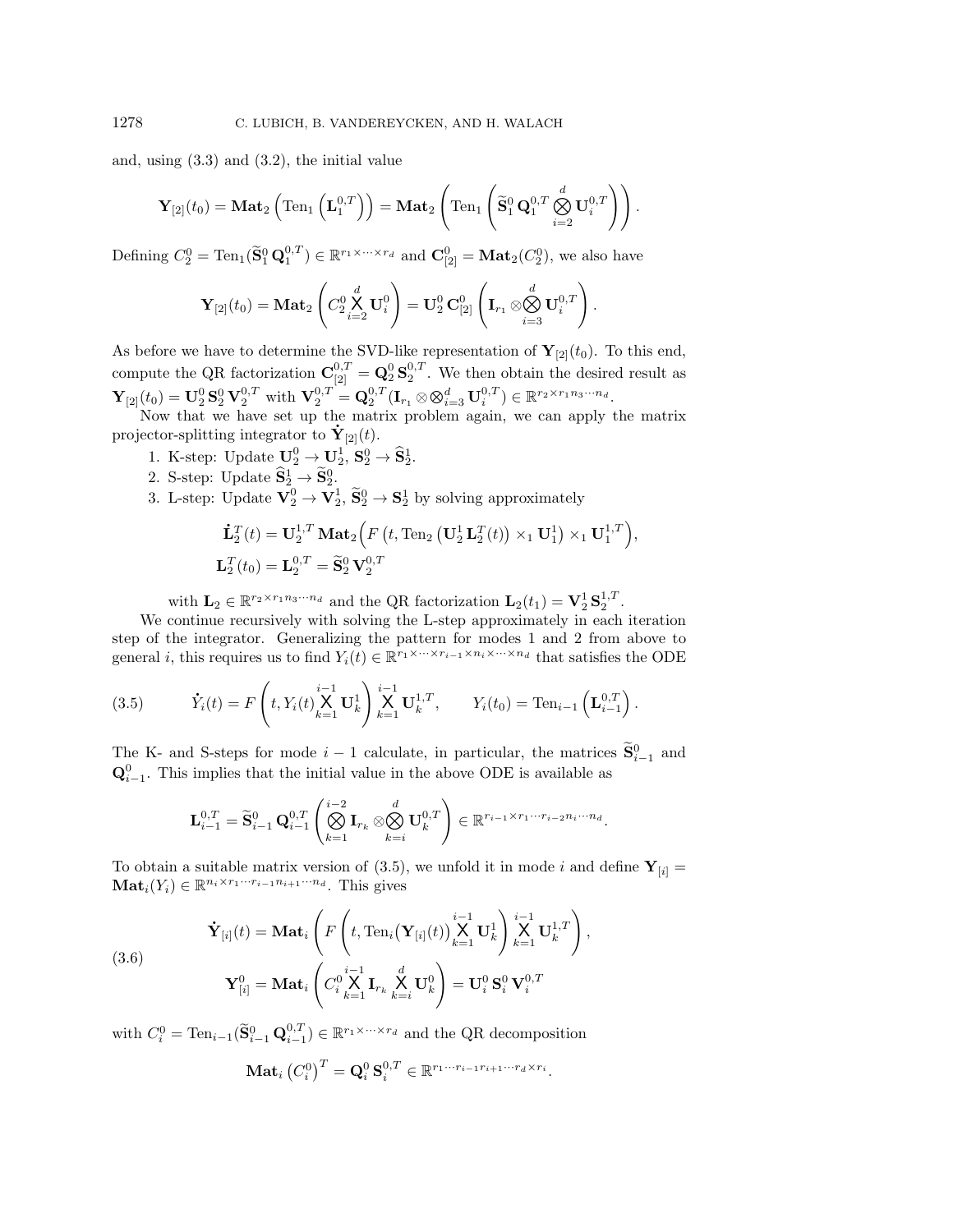and, using (3.3) and (3.2), the initial value

$$\mathbf{Y}_{[2]}(t_0) = \mathbf{Mat}_2\left(\mathrm{Ten}_1\left(\mathbf{L}_1^{0,T}\right)\right) = \mathbf{Mat}_2\left(\mathrm{Ten}_1\left(\widetilde{\mathbf{S}}_1^0\,\mathbf{Q}_1^{0,T}\bigotimes_{i=2}^{d}\mathbf{U}_i^{0,T}\right)\right).$$

Defining $C_2^0 = \mathrm{Ten}_1(\widetilde{\mathbf{S}}_1^0\,\mathbf{Q}_1^{0,T}) \in \mathbb{R}^{r_1\times\cdots\times r_d}$ and $\mathbf{C}_{[2]}^0 = \mathbf{Mat}_2(C_2^0)$, we also have

$$\mathbf{Y}_{[2]}(t_0) = \mathbf{Mat}_2\left(C_2^0 \mathop{\Large\times}_{i=2}^{d} \mathbf{U}_i^0\right) = \mathbf{U}_2^0\,\mathbf{C}_{[2]}^0\left(\mathbf{I}_{r_1}\otimes\bigotimes_{i=3}^{d}\mathbf{U}_i^{0,T}\right).$$

As before we have to determine the SVD-like representation of $\mathbf{Y}_{[2]}(t_0)$. To this end, compute the QR factorization $\mathbf{C}_{[2]}^{0,T} = \mathbf{Q}_2^0\,\mathbf{S}_2^{0,T}$. We then obtain the desired result as $\mathbf{Y}_{[2]}(t_0) = \mathbf{U}_2^0\,\mathbf{S}_2^0\,\mathbf{V}_2^{0,T}$ with $\mathbf{V}_2^{0,T} = \mathbf{Q}_2^{0,T}(\mathbf{I}_{r_1}\otimes\bigotimes_{i=3}^{d}\mathbf{U}_i^{0,T}) \in \mathbb{R}^{r_2\times r_1 n_3\cdots n_d}$.

Now that we have set up the matrix problem again, we can apply the matrix projector-splitting integrator to $\dot{\mathbf{Y}}_{[2]}(t)$.

1. K-step: Update $\mathbf{U}_2^0 \to \mathbf{U}_2^1$, $\mathbf{S}_2^0 \to \widehat{\mathbf{S}}_2^1$.
2. S-step: Update $\widehat{\mathbf{S}}_2^1 \to \widetilde{\mathbf{S}}_2^0$.
3. L-step: Update $\mathbf{V}_2^0 \to \mathbf{V}_2^1$, $\widetilde{\mathbf{S}}_2^0 \to \mathbf{S}_2^1$ by solving approximately

$$\dot{\mathbf{L}}_2^T(t) = \mathbf{U}_2^{1,T}\,\mathbf{Mat}_2\Big(F\left(t, \mathrm{Ten}_2\left(\mathbf{U}_2^1\,\mathbf{L}_2^T(t)\right)\times_1\mathbf{U}_1^1\right)\times_1\mathbf{U}_1^{1,T}\Big),$$
$$\mathbf{L}_2^T(t_0) = \mathbf{L}_2^{0,T} = \widetilde{\mathbf{S}}_2^0\,\mathbf{V}_2^{0,T}$$

with $\mathbf{L}_2 \in \mathbb{R}^{r_2\times r_1 n_3\cdots n_d}$ and the QR factorization $\mathbf{L}_2(t_1) = \mathbf{V}_2^1\,\mathbf{S}_2^{1,T}$.

We continue recursively with solving the L-step approximately in each iteration step of the integrator. Generalizing the pattern for modes 1 and 2 from above to general $i$, this requires us to find $Y_i(t) \in \mathbb{R}^{r_1\times\cdots\times r_{i-1}\times n_i\times\cdots\times n_d}$ that satisfies the ODE

$$\dot{Y}_i(t) = F\left(t, Y_i(t)\mathop{\Large\times}_{k=1}^{i-1}\mathbf{U}_k^1\right)\mathop{\Large\times}_{k=1}^{i-1}\mathbf{U}_k^{1,T}, \qquad Y_i(t_0) = \mathrm{Ten}_{i-1}\left(\mathbf{L}_{i-1}^{0,T}\right). \tag{3.5}$$

The K- and S-steps for mode $i-1$ calculate, in particular, the matrices $\widetilde{\mathbf{S}}_{i-1}^0$ and $\mathbf{Q}_{i-1}^0$. This implies that the initial value in the above ODE is available as

$$\mathbf{L}_{i-1}^{0,T} = \widetilde{\mathbf{S}}_{i-1}^0\,\mathbf{Q}_{i-1}^{0,T}\left(\bigotimes_{k=1}^{i-2}\mathbf{I}_{r_k}\otimes\bigotimes_{k=i}^{d}\mathbf{U}_k^{0,T}\right) \in \mathbb{R}^{r_{i-1}\times r_1\cdots r_{i-2}n_i\cdots n_d}.$$

To obtain a suitable matrix version of (3.5), we unfold it in mode $i$ and define $\mathbf{Y}_{[i]} = \mathbf{Mat}_i(Y_i) \in \mathbb{R}^{n_i\times r_1\cdots r_{i-1}n_{i+1}\cdots n_d}$. This gives

$$\begin{aligned} \dot{\mathbf{Y}}_{[i]}(t) &= \mathbf{Mat}_i\left(F\left(t, \mathrm{Ten}_i\big(\mathbf{Y}_{[i]}(t)\big)\mathop{\Large\times}_{k=1}^{i-1}\mathbf{U}_k^1\right)\mathop{\Large\times}_{k=1}^{i-1}\mathbf{U}_k^{1,T}\right), \\ \mathbf{Y}_{[i]}^0 &= \mathbf{Mat}_i\left(C_i^0\mathop{\Large\times}_{k=1}^{i-1}\mathbf{I}_{r_k}\mathop{\Large\times}_{k=i}^{d}\mathbf{U}_k^0\right) = \mathbf{U}_i^0\,\mathbf{S}_i^0\,\mathbf{V}_i^{0,T} \end{aligned} \tag{3.6}$$

with $C_i^0 = \mathrm{Ten}_{i-1}(\widetilde{\mathbf{S}}_{i-1}^0\,\mathbf{Q}_{i-1}^{0,T}) \in \mathbb{R}^{r_1\times\cdots\times r_d}$ and the QR decomposition

$$\mathbf{Mat}_i\left(C_i^0\right)^T = \mathbf{Q}_i^0\,\mathbf{S}_i^{0,T} \in \mathbb{R}^{r_1\cdots r_{i-1}r_{i+1}\cdots r_d\times r_i}.$$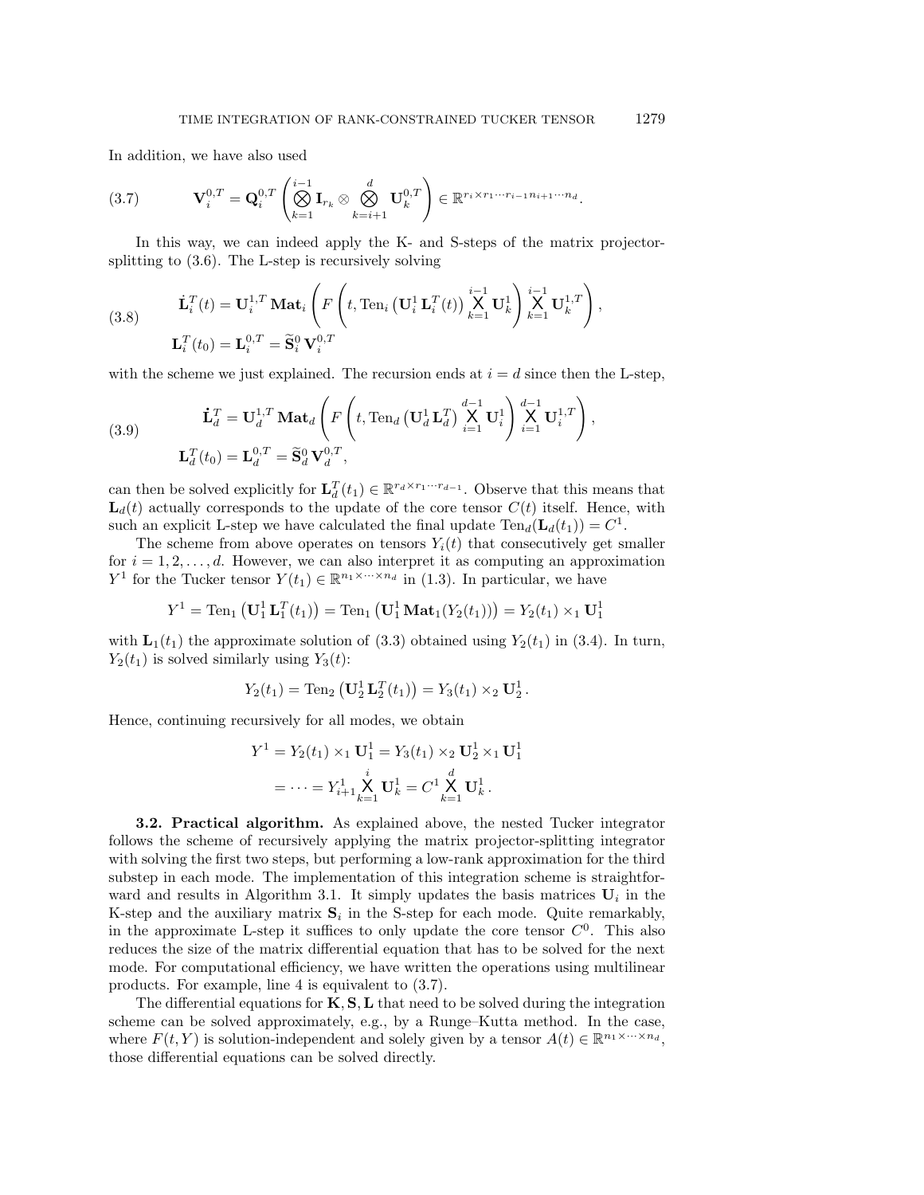In addition, we have also used

$$
\mathbf{V}_i^{0,T} = \mathbf{Q}_i^{0,T} \left( \bigotimes_{k=1}^{i-1} \mathbf{I}_{r_k} \otimes \bigotimes_{k=i+1}^{d} \mathbf{U}_k^{0,T} \right) \in \mathbb{R}^{r_i \times r_1 \cdots r_{i-1} n_{i+1} \cdots n_d}. \tag{3.7}
$$

In this way, we can indeed apply the K- and S-steps of the matrix projector-splitting to (3.6). The L-step is recursively solving

$$
\begin{aligned}
\dot{\mathbf{L}}_i^T(t) &= \mathbf{U}_i^{1,T} \, \mathbf{Mat}_i \left( F\left(t, \mathrm{Ten}_i\left(\mathbf{U}_i^1 \, \mathbf{L}_i^T(t)\right) \bigtimes_{k=1}^{i-1} \mathbf{U}_k^1 \right) \bigtimes_{k=1}^{i-1} \mathbf{U}_k^{1,T} \right), \\
\mathbf{L}_i^T(t_0) &= \mathbf{L}_i^{0,T} = \widetilde{\mathbf{S}}_i^0 \, \mathbf{V}_i^{0,T}
\end{aligned} \tag{3.8}
$$

with the scheme we just explained. The recursion ends at $i = d$ since then the L-step,

$$
\begin{aligned}
\dot{\mathbf{L}}_d^T &= \mathbf{U}_d^{1,T} \, \mathbf{Mat}_d \left( F\left(t, \mathrm{Ten}_d\left(\mathbf{U}_d^1 \, \mathbf{L}_d^T\right) \bigtimes_{i=1}^{d-1} \mathbf{U}_i^1 \right) \bigtimes_{i=1}^{d-1} \mathbf{U}_i^{1,T} \right), \\
\mathbf{L}_d^T(t_0) &= \mathbf{L}_d^{0,T} = \widetilde{\mathbf{S}}_d^0 \, \mathbf{V}_d^{0,T},
\end{aligned} \tag{3.9}
$$

can then be solved explicitly for $\mathbf{L}_d^T(t_1) \in \mathbb{R}^{r_d \times r_1 \cdots r_{d-1}}$. Observe that this means that $\mathbf{L}_d(t)$ actually corresponds to the update of the core tensor $C(t)$ itself. Hence, with such an explicit L-step we have calculated the final update $\mathrm{Ten}_d(\mathbf{L}_d(t_1)) = C^1$.

The scheme from above operates on tensors $Y_i(t)$ that consecutively get smaller for $i = 1, 2, \ldots, d$. However, we can also interpret it as computing an approximation $Y^1$ for the Tucker tensor $Y(t_1) \in \mathbb{R}^{n_1 \times \cdots \times n_d}$ in (1.3). In particular, we have

$$
Y^1 = \mathrm{Ten}_1\left(\mathbf{U}_1^1 \, \mathbf{L}_1^T(t_1)\right) = \mathrm{Ten}_1\left(\mathbf{U}_1^1 \, \mathbf{Mat}_1(Y_2(t_1))\right) = Y_2(t_1) \times_1 \mathbf{U}_1^1
$$

with $\mathbf{L}_1(t_1)$ the approximate solution of (3.3) obtained using $Y_2(t_1)$ in (3.4). In turn, $Y_2(t_1)$ is solved similarly using $Y_3(t)$:

$$
Y_2(t_1) = \mathrm{Ten}_2\left(\mathbf{U}_2^1 \, \mathbf{L}_2^T(t_1)\right) = Y_3(t_1) \times_2 \mathbf{U}_2^1 .
$$

Hence, continuing recursively for all modes, we obtain

$$
\begin{aligned}
Y^1 &= Y_2(t_1) \times_1 \mathbf{U}_1^1 = Y_3(t_1) \times_2 \mathbf{U}_2^1 \times_1 \mathbf{U}_1^1 \\
&= \cdots = Y_{i+1}^1 \bigtimes_{k=1}^{i} \mathbf{U}_k^1 = C^1 \bigtimes_{k=1}^{d} \mathbf{U}_k^1 .
\end{aligned}
$$

**3.2. Practical algorithm.** As explained above, the nested Tucker integrator follows the scheme of recursively applying the matrix projector-splitting integrator with solving the first two steps, but performing a low-rank approximation for the third substep in each mode. The implementation of this integration scheme is straightforward and results in Algorithm 3.1. It simply updates the basis matrices $\mathbf{U}_i$ in the K-step and the auxiliary matrix $\mathbf{S}_i$ in the S-step for each mode. Quite remarkably, in the approximate L-step it suffices to only update the core tensor $C^0$. This also reduces the size of the matrix differential equation that has to be solved for the next mode. For computational efficiency, we have written the operations using multilinear products. For example, line 4 is equivalent to (3.7).

The differential equations for $\mathbf{K}, \mathbf{S}, \mathbf{L}$ that need to be solved during the integration scheme can be solved approximately, e.g., by a Runge–Kutta method. In the case, where $F(t, Y)$ is solution-independent and solely given by a tensor $A(t) \in \mathbb{R}^{n_1 \times \cdots \times n_d}$, those differential equations can be solved directly.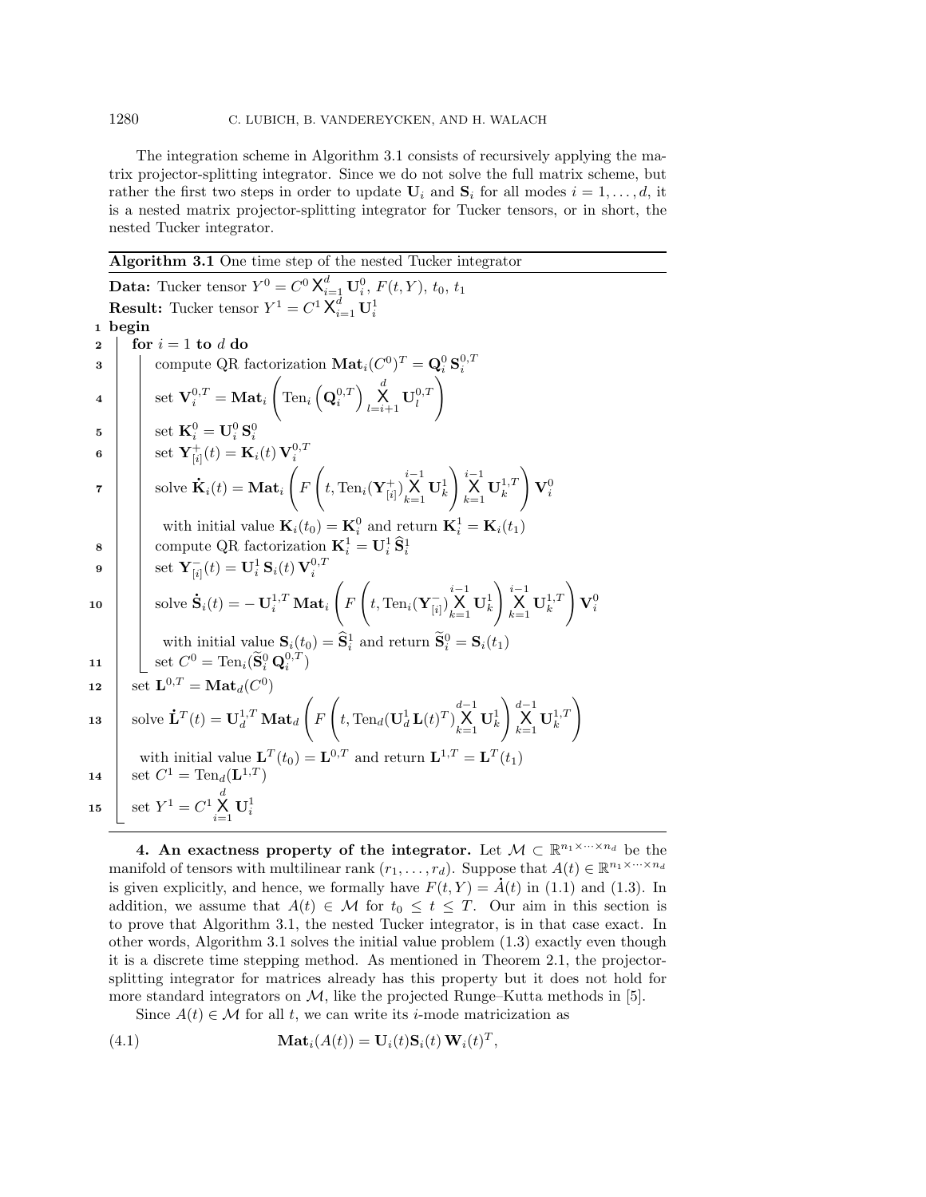The integration scheme in Algorithm 3.1 consists of recursively applying the matrix projector-splitting integrator. Since we do not solve the full matrix scheme, but rather the first two steps in order to update $\mathbf{U}_i$ and $\mathbf{S}_i$ for all modes $i = 1, \ldots, d$, it is a nested matrix projector-splitting integrator for Tucker tensors, or in short, the nested Tucker integrator.

**Algorithm 3.1** One time step of the nested Tucker integrator

**Data:** Tucker tensor $Y^0 = C^0 \times_{i=1}^d \mathbf{U}_i^0$, $F(t, Y)$, $t_0$, $t_1$

**Result:** Tucker tensor $Y^1 = C^1 \times_{i=1}^d \mathbf{U}_i^1$

1. **begin**
2. **for** $i = 1$ **to** $d$ **do**
3. compute QR factorization $\mathbf{Mat}_i(C^0)^T = \mathbf{Q}_i^0 \, \mathbf{S}_i^{0,T}$
4. set $\mathbf{V}_i^{0,T} = \mathbf{Mat}_i \left( \mathrm{Ten}_i \left( \mathbf{Q}_i^{0,T} \right) \bigtimes_{l=i+1}^{d} \mathbf{U}_l^{0,T} \right)$
5. set $\mathbf{K}_i^0 = \mathbf{U}_i^0 \, \mathbf{S}_i^0$
6. set $\mathbf{Y}_{[i]}^{+}(t) = \mathbf{K}_i(t) \, \mathbf{V}_i^{0,T}$
7. solve $\dot{\mathbf{K}}_i(t) = \mathbf{Mat}_i \left( F \left( t, \mathrm{Ten}_i(\mathbf{Y}_{[i]}^{+}) \bigtimes_{k=1}^{i-1} \mathbf{U}_k^1 \right) \bigtimes_{k=1}^{i-1} \mathbf{U}_k^{1,T} \right) \mathbf{V}_i^0$
   with initial value $\mathbf{K}_i(t_0) = \mathbf{K}_i^0$ and return $\mathbf{K}_i^1 = \mathbf{K}_i(t_1)$
8. compute QR factorization $\mathbf{K}_i^1 = \mathbf{U}_i^1 \, \widehat{\mathbf{S}}_i^1$
9. set $\mathbf{Y}_{[i]}^{-}(t) = \mathbf{U}_i^1 \, \mathbf{S}_i(t) \, \mathbf{V}_i^{0,T}$
10. solve $\dot{\mathbf{S}}_i(t) = - \mathbf{U}_i^{1,T} \, \mathbf{Mat}_i \left( F \left( t, \mathrm{Ten}_i(\mathbf{Y}_{[i]}^{-}) \bigtimes_{k=1}^{i-1} \mathbf{U}_k^1 \right) \bigtimes_{k=1}^{i-1} \mathbf{U}_k^{1,T} \right) \mathbf{V}_i^0$
    with initial value $\mathbf{S}_i(t_0) = \widehat{\mathbf{S}}_i^1$ and return $\widetilde{\mathbf{S}}_i^0 = \mathbf{S}_i(t_1)$
11. set $C^0 = \mathrm{Ten}_i(\widetilde{\mathbf{S}}_i^0 \, \mathbf{Q}_i^{0,T})$
12. set $\mathbf{L}^{0,T} = \mathbf{Mat}_d(C^0)$
13. solve $\dot{\mathbf{L}}^T(t) = \mathbf{U}_d^{1,T} \, \mathbf{Mat}_d \left( F \left( t, \mathrm{Ten}_d(\mathbf{U}_d^1 \, \mathbf{L}(t)^T) \bigtimes_{k=1}^{d-1} \mathbf{U}_k^1 \right) \bigtimes_{k=1}^{d-1} \mathbf{U}_k^{1,T} \right)$
    with initial value $\mathbf{L}^T(t_0) = \mathbf{L}^{0,T}$ and return $\mathbf{L}^{1,T} = \mathbf{L}^T(t_1)$
14. set $C^1 = \mathrm{Ten}_d(\mathbf{L}^{1,T})$
15. set $Y^1 = C^1 \bigtimes_{i=1}^{d} \mathbf{U}_i^1$

**4. An exactness property of the integrator.** Let $\mathcal{M} \subset \mathbb{R}^{n_1 \times \cdots \times n_d}$ be the manifold of tensors with multilinear rank $(r_1, \ldots, r_d)$. Suppose that $A(t) \in \mathbb{R}^{n_1 \times \cdots \times n_d}$ is given explicitly, and hence, we formally have $F(t, Y) = \dot{A}(t)$ in (1.1) and (1.3). In addition, we assume that $A(t) \in \mathcal{M}$ for $t_0 \leq t \leq T$. Our aim in this section is to prove that Algorithm 3.1, the nested Tucker integrator, is in that case exact. In other words, Algorithm 3.1 solves the initial value problem (1.3) exactly even though it is a discrete time stepping method. As mentioned in Theorem 2.1, the projector-splitting integrator for matrices already has this property but it does not hold for more standard integrators on $\mathcal{M}$, like the projected Runge–Kutta methods in [5].

Since $A(t) \in \mathcal{M}$ for all $t$, we can write its $i$-mode matricization as

$$\mathbf{Mat}_i(A(t)) = \mathbf{U}_i(t) \mathbf{S}_i(t) \, \mathbf{W}_i(t)^T, \tag{4.1}$$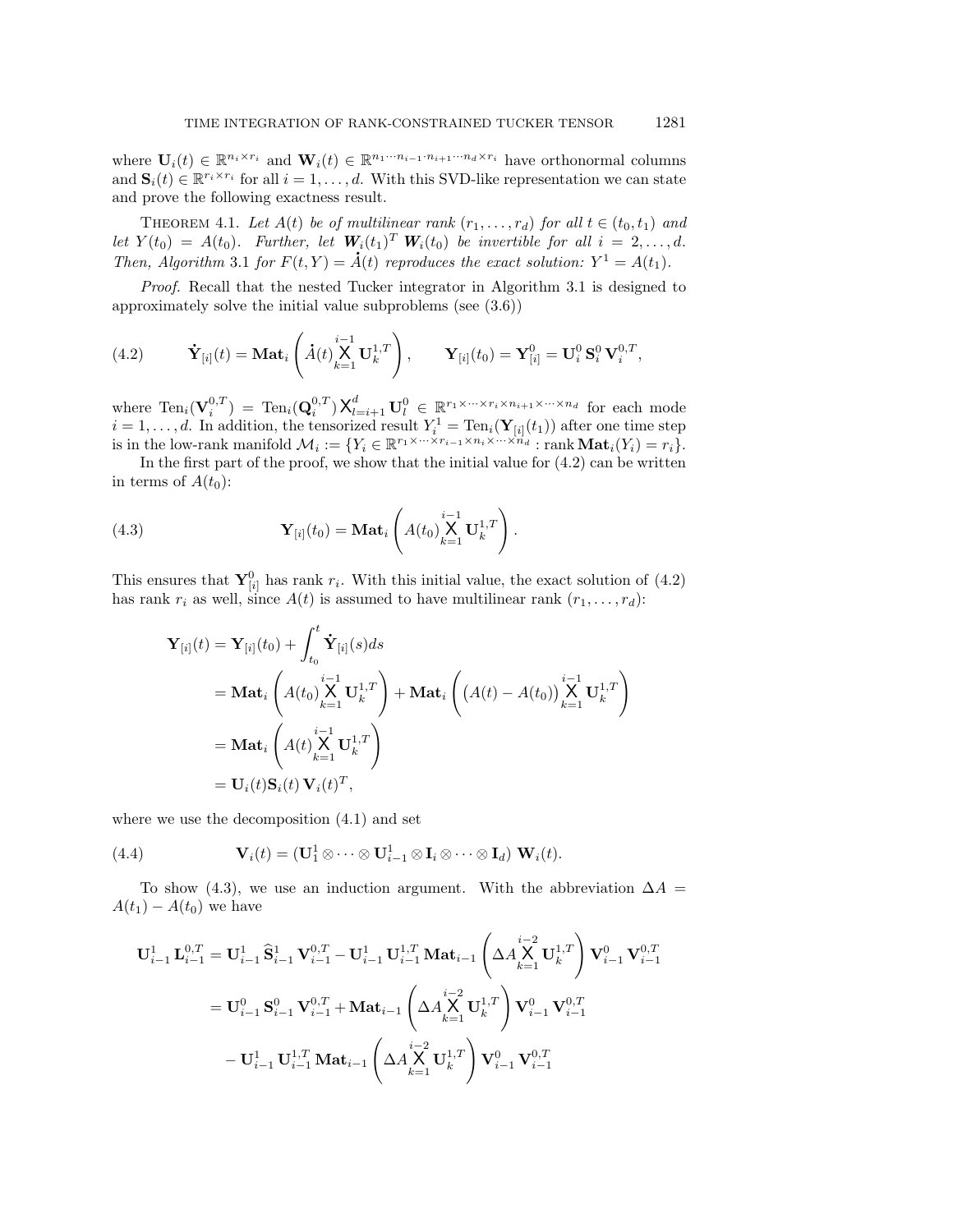where $\mathbf{U}_i(t) \in \mathbb{R}^{n_i \times r_i}$ and $\mathbf{W}_i(t) \in \mathbb{R}^{n_1 \cdots n_{i-1} \cdot n_{i+1} \cdots n_d \times r_i}$ have orthonormal columns and $\mathbf{S}_i(t) \in \mathbb{R}^{r_i \times r_i}$ for all $i = 1, \ldots, d$. With this SVD-like representation we can state and prove the following exactness result.

THEOREM 4.1. *Let $A(t)$ be of multilinear rank $(r_1, \ldots, r_d)$ for all $t \in (t_0, t_1)$ and let $Y(t_0) = A(t_0)$. Further, let $\boldsymbol{W}_i(t_1)^T \boldsymbol{W}_i(t_0)$ be invertible for all $i = 2, \ldots, d$. Then, Algorithm 3.1 for $F(t, Y) = \dot{A}(t)$ reproduces the exact solution: $Y^1 = A(t_1)$.*

*Proof.* Recall that the nested Tucker integrator in Algorithm 3.1 is designed to approximately solve the initial value subproblems (see (3.6))

$$\dot{\mathbf{Y}}_{[i]}(t) = \mathbf{Mat}_i \left( \dot{A}(t) \bigtimes_{k=1}^{i-1} \mathbf{U}_k^{1,T} \right), \qquad \mathbf{Y}_{[i]}(t_0) = \mathbf{Y}_{[i]}^0 = \mathbf{U}_i^0 \, \mathbf{S}_i^0 \, \mathbf{V}_i^{0,T}, \tag{4.2}$$

where $\mathrm{Ten}_i(\mathbf{V}_i^{0,T}) = \mathrm{Ten}_i(\mathbf{Q}_i^{0,T}) \bigtimes_{l=i+1}^{d} \mathbf{U}_l^0 \in \mathbb{R}^{r_1 \times \cdots \times r_i \times n_{i+1} \times \cdots \times n_d}$ for each mode $i = 1, \ldots, d$. In addition, the tensorized result $Y_i^1 = \mathrm{Ten}_i(\mathbf{Y}_{[i]}(t_1))$ after one time step is in the low-rank manifold $\mathcal{M}_i := \{Y_i \in \mathbb{R}^{r_1 \times \cdots \times r_{i-1} \times n_i \times \cdots \times n_d} : \mathrm{rank}\, \mathbf{Mat}_i(Y_i) = r_i\}$.

In the first part of the proof, we show that the initial value for (4.2) can be written in terms of $A(t_0)$:

$$\mathbf{Y}_{[i]}(t_0) = \mathbf{Mat}_i \left( A(t_0) \bigtimes_{k=1}^{i-1} \mathbf{U}_k^{1,T} \right). \tag{4.3}$$

This ensures that $\mathbf{Y}_{[i]}^0$ has rank $r_i$. With this initial value, the exact solution of (4.2) has rank $r_i$ as well, since $A(t)$ is assumed to have multilinear rank $(r_1, \ldots, r_d)$:

$$\begin{aligned}
\mathbf{Y}_{[i]}(t) &= \mathbf{Y}_{[i]}(t_0) + \int_{t_0}^{t} \dot{\mathbf{Y}}_{[i]}(s) ds \\
&= \mathbf{Mat}_i \left( A(t_0) \bigtimes_{k=1}^{i-1} \mathbf{U}_k^{1,T} \right) + \mathbf{Mat}_i \left( \big(A(t) - A(t_0)\big) \bigtimes_{k=1}^{i-1} \mathbf{U}_k^{1,T} \right) \\
&= \mathbf{Mat}_i \left( A(t) \bigtimes_{k=1}^{i-1} \mathbf{U}_k^{1,T} \right) \\
&= \mathbf{U}_i(t) \mathbf{S}_i(t) \, \mathbf{V}_i(t)^T,
\end{aligned}$$

where we use the decomposition (4.1) and set

$$\mathbf{V}_i(t) = (\mathbf{U}_1^1 \otimes \cdots \otimes \mathbf{U}_{i-1}^1 \otimes \mathbf{I}_i \otimes \cdots \otimes \mathbf{I}_d) \; \mathbf{W}_i(t). \tag{4.4}$$

To show (4.3), we use an induction argument. With the abbreviation $\Delta A = A(t_1) - A(t_0)$ we have

$$\begin{aligned}
\mathbf{U}_{i-1}^1 \, \mathbf{L}_{i-1}^{0,T} &= \mathbf{U}_{i-1}^1 \, \widehat{\mathbf{S}}_{i-1}^1 \, \mathbf{V}_{i-1}^{0,T} - \mathbf{U}_{i-1}^1 \, \mathbf{U}_{i-1}^{1,T} \, \mathbf{Mat}_{i-1} \left( \Delta A \bigtimes_{k=1}^{i-2} \mathbf{U}_k^{1,T} \right) \mathbf{V}_{i-1}^0 \, \mathbf{V}_{i-1}^{0,T} \\
&= \mathbf{U}_{i-1}^0 \, \mathbf{S}_{i-1}^0 \, \mathbf{V}_{i-1}^{0,T} + \mathbf{Mat}_{i-1} \left( \Delta A \bigtimes_{k=1}^{i-2} \mathbf{U}_k^{1,T} \right) \mathbf{V}_{i-1}^0 \, \mathbf{V}_{i-1}^{0,T} \\
&\quad - \mathbf{U}_{i-1}^1 \, \mathbf{U}_{i-1}^{1,T} \, \mathbf{Mat}_{i-1} \left( \Delta A \bigtimes_{k=1}^{i-2} \mathbf{U}_k^{1,T} \right) \mathbf{V}_{i-1}^0 \, \mathbf{V}_{i-1}^{0,T}
\end{aligned}$$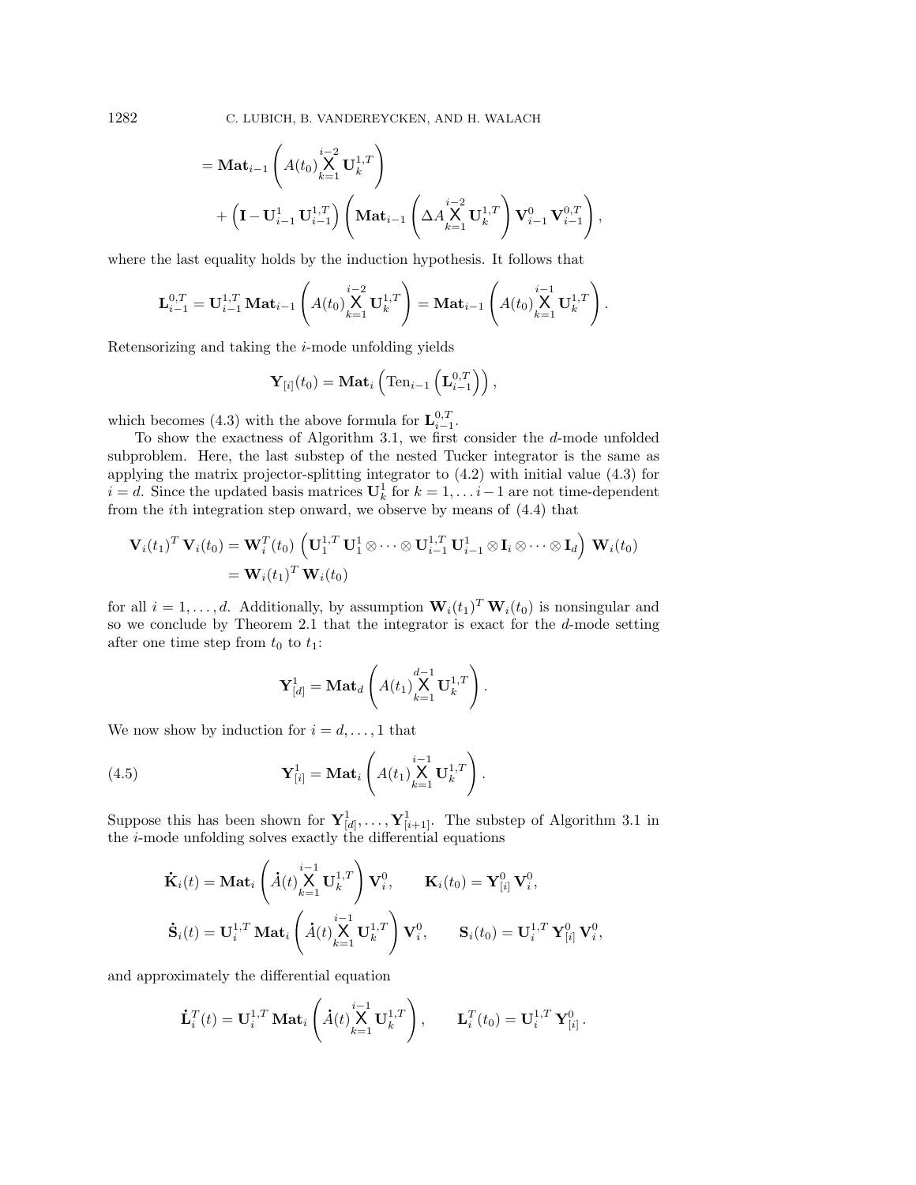$$= \mathbf{Mat}_{i-1}\left(A(t_0)\bigtimes_{k=1}^{i-2}\mathbf{U}_k^{1,T}\right)$$

$$+\left(\mathbf{I}-\mathbf{U}_{i-1}^1\,\mathbf{U}_{i-1}^{1,T}\right)\left(\mathbf{Mat}_{i-1}\left(\Delta A\bigtimes_{k=1}^{i-2}\mathbf{U}_k^{1,T}\right)\mathbf{V}_{i-1}^0\,\mathbf{V}_{i-1}^{0,T}\right),$$

where the last equality holds by the induction hypothesis. It follows that

$$\mathbf{L}_{i-1}^{0,T} = \mathbf{U}_{i-1}^{1,T}\,\mathbf{Mat}_{i-1}\left(A(t_0)\bigtimes_{k=1}^{i-2}\mathbf{U}_k^{1,T}\right) = \mathbf{Mat}_{i-1}\left(A(t_0)\bigtimes_{k=1}^{i-1}\mathbf{U}_k^{1,T}\right).$$

Retensorizing and taking the $i$-mode unfolding yields

$$\mathbf{Y}_{[i]}(t_0) = \mathbf{Mat}_i\left(\mathrm{Ten}_{i-1}\left(\mathbf{L}_{i-1}^{0,T}\right)\right),$$

which becomes (4.3) with the above formula for $\mathbf{L}_{i-1}^{0,T}$.

To show the exactness of Algorithm 3.1, we first consider the $d$-mode unfolded subproblem. Here, the last substep of the nested Tucker integrator is the same as applying the matrix projector-splitting integrator to (4.2) with initial value (4.3) for $i = d$. Since the updated basis matrices $\mathbf{U}_k^1$ for $k = 1, \ldots i-1$ are not time-dependent from the $i$th integration step onward, we observe by means of (4.4) that

$$\begin{aligned}\mathbf{V}_i(t_1)^T\,\mathbf{V}_i(t_0) &= \mathbf{W}_i^T(t_0)\,\left(\mathbf{U}_1^{1,T}\,\mathbf{U}_1^1\otimes\cdots\otimes\mathbf{U}_{i-1}^{1,T}\,\mathbf{U}_{i-1}^1\otimes\mathbf{I}_i\otimes\cdots\otimes\mathbf{I}_d\right)\,\mathbf{W}_i(t_0)\\ &= \mathbf{W}_i(t_1)^T\,\mathbf{W}_i(t_0)\end{aligned}$$

for all $i = 1, \ldots, d$. Additionally, by assumption $\mathbf{W}_i(t_1)^T\,\mathbf{W}_i(t_0)$ is nonsingular and so we conclude by Theorem 2.1 that the integrator is exact for the $d$-mode setting after one time step from $t_0$ to $t_1$:

$$\mathbf{Y}_{[d]}^1 = \mathbf{Mat}_d\left(A(t_1)\bigtimes_{k=1}^{d-1}\mathbf{U}_k^{1,T}\right).$$

We now show by induction for $i = d, \ldots, 1$ that

$$\mathbf{Y}_{[i]}^1 = \mathbf{Mat}_i\left(A(t_1)\bigtimes_{k=1}^{i-1}\mathbf{U}_k^{1,T}\right). \tag{4.5}$$

Suppose this has been shown for $\mathbf{Y}_{[d]}^1, \ldots, \mathbf{Y}_{[i+1]}^1$. The substep of Algorithm 3.1 in the $i$-mode unfolding solves exactly the differential equations

$$\dot{\mathbf{K}}_i(t) = \mathbf{Mat}_i\left(\dot{A}(t)\bigtimes_{k=1}^{i-1}\mathbf{U}_k^{1,T}\right)\mathbf{V}_i^0, \qquad \mathbf{K}_i(t_0) = \mathbf{Y}_{[i]}^0\,\mathbf{V}_i^0,$$

$$\dot{\mathbf{S}}_i(t) = \mathbf{U}_i^{1,T}\,\mathbf{Mat}_i\left(\dot{A}(t)\bigtimes_{k=1}^{i-1}\mathbf{U}_k^{1,T}\right)\mathbf{V}_i^0, \qquad \mathbf{S}_i(t_0) = \mathbf{U}_i^{1,T}\,\mathbf{Y}_{[i]}^0\,\mathbf{V}_i^0,$$

and approximately the differential equation

$$\dot{\mathbf{L}}_i^T(t) = \mathbf{U}_i^{1,T}\,\mathbf{Mat}_i\left(\dot{A}(t)\bigtimes_{k=1}^{i-1}\mathbf{U}_k^{1,T}\right), \qquad \mathbf{L}_i^T(t_0) = \mathbf{U}_i^{1,T}\,\mathbf{Y}_{[i]}^0.$$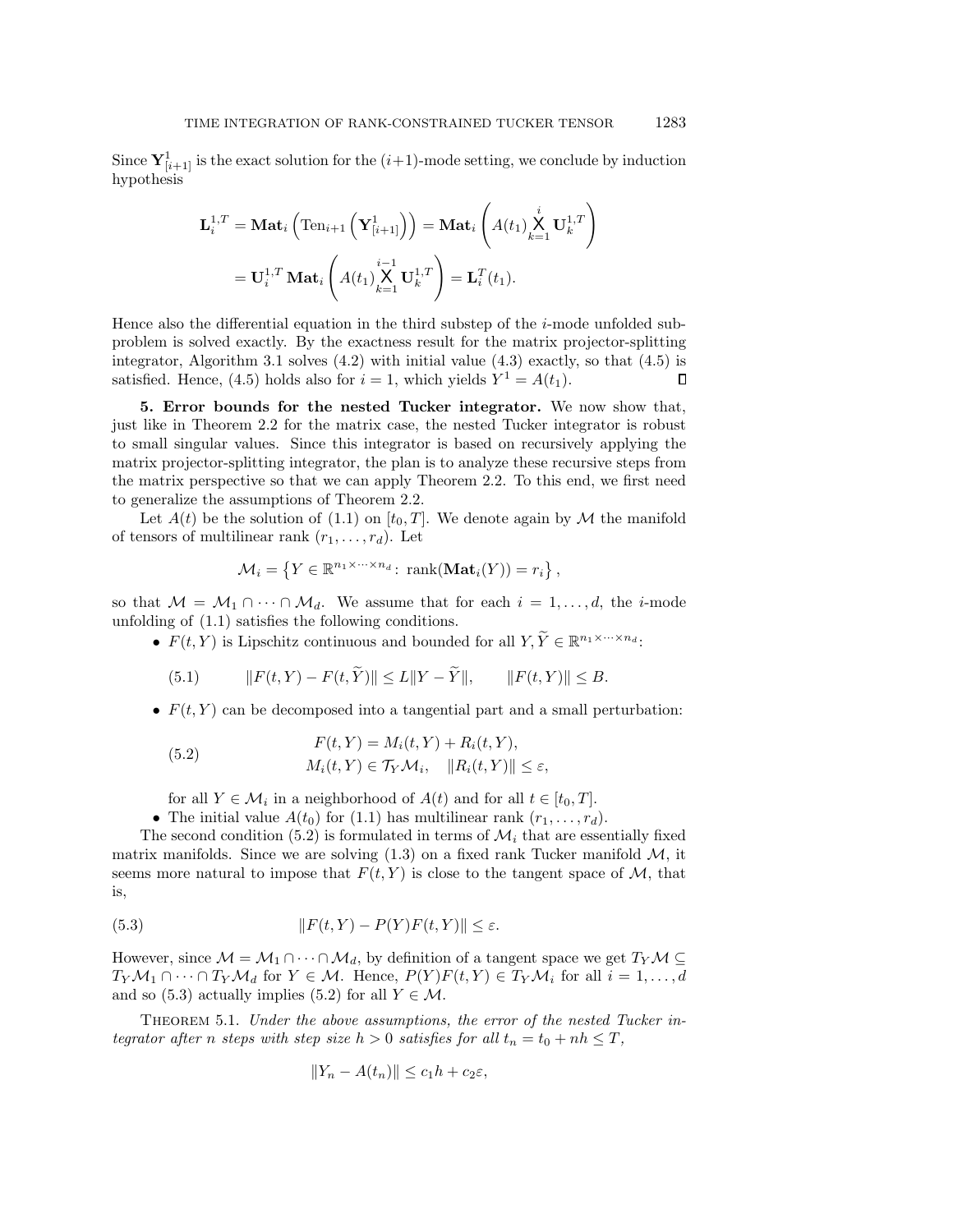Since $\mathbf{Y}^1_{[i+1]}$ is the exact solution for the $(i+1)$-mode setting, we conclude by induction hypothesis

$$
\begin{aligned}
\mathbf{L}_i^{1,T} &= \mathbf{Mat}_i\left(\mathrm{Ten}_{i+1}\left(\mathbf{Y}^1_{[i+1]}\right)\right) = \mathbf{Mat}_i\left(A(t_1) \bigtimes_{k=1}^{i} \mathbf{U}_k^{1,T}\right) \\
&= \mathbf{U}_i^{1,T}\,\mathbf{Mat}_i\left(A(t_1) \bigtimes_{k=1}^{i-1} \mathbf{U}_k^{1,T}\right) = \mathbf{L}_i^T(t_1).
\end{aligned}
$$

Hence also the differential equation in the third substep of the $i$-mode unfolded subproblem is solved exactly. By the exactness result for the matrix projector-splitting integrator, Algorithm 3.1 solves (4.2) with initial value (4.3) exactly, so that (4.5) is satisfied. Hence, (4.5) holds also for $i = 1$, which yields $Y^1 = A(t_1)$. $\square$

**5. Error bounds for the nested Tucker integrator.** We now show that, just like in Theorem 2.2 for the matrix case, the nested Tucker integrator is robust to small singular values. Since this integrator is based on recursively applying the matrix projector-splitting integrator, the plan is to analyze these recursive steps from the matrix perspective so that we can apply Theorem 2.2. To this end, we first need to generalize the assumptions of Theorem 2.2.

Let $A(t)$ be the solution of (1.1) on $[t_0, T]$. We denote again by $\mathcal{M}$ the manifold of tensors of multilinear rank $(r_1, \ldots, r_d)$. Let

$$
\mathcal{M}_i = \left\{ Y \in \mathbb{R}^{n_1 \times \cdots \times n_d} \colon \operatorname{rank}(\mathbf{Mat}_i(Y)) = r_i \right\},
$$

so that $\mathcal{M} = \mathcal{M}_1 \cap \cdots \cap \mathcal{M}_d$. We assume that for each $i = 1, \ldots, d$, the $i$-mode unfolding of (1.1) satisfies the following conditions.

- $F(t, Y)$ is Lipschitz continuous and bounded for all $Y, \widetilde{Y} \in \mathbb{R}^{n_1 \times \cdots \times n_d}$:

$$
\|F(t,Y) - F(t,\widetilde{Y})\| \le L\|Y - \widetilde{Y}\|, \qquad \|F(t,Y)\| \le B. \tag{5.1}
$$

- $F(t, Y)$ can be decomposed into a tangential part and a small perturbation:

$$
\begin{aligned}
F(t, Y) &= M_i(t, Y) + R_i(t, Y), \\
M_i(t, Y) &\in \mathcal{T}_Y \mathcal{M}_i, \quad \|R_i(t, Y)\| \le \varepsilon,
\end{aligned} \tag{5.2}
$$

  for all $Y \in \mathcal{M}_i$ in a neighborhood of $A(t)$ and for all $t \in [t_0, T]$.
- The initial value $A(t_0)$ for (1.1) has multilinear rank $(r_1, \ldots, r_d)$.

The second condition (5.2) is formulated in terms of $\mathcal{M}_i$ that are essentially fixed matrix manifolds. Since we are solving (1.3) on a fixed rank Tucker manifold $\mathcal{M}$, it seems more natural to impose that $F(t, Y)$ is close to the tangent space of $\mathcal{M}$, that is,

$$
\|F(t,Y) - P(Y)F(t,Y)\| \le \varepsilon. \tag{5.3}
$$

However, since $\mathcal{M} = \mathcal{M}_1 \cap \cdots \cap \mathcal{M}_d$, by definition of a tangent space we get $T_Y\mathcal{M} \subseteq T_Y\mathcal{M}_1 \cap \cdots \cap T_Y\mathcal{M}_d$ for $Y \in \mathcal{M}$. Hence, $P(Y)F(t,Y) \in T_Y\mathcal{M}_i$ for all $i = 1, \ldots, d$ and so (5.3) actually implies (5.2) for all $Y \in \mathcal{M}$.

Theorem 5.1. *Under the above assumptions, the error of the nested Tucker integrator after $n$ steps with step size $h > 0$ satisfies for all $t_n = t_0 + nh \le T$,*

$$
\|Y_n - A(t_n)\| \le c_1 h + c_2 \varepsilon,
$$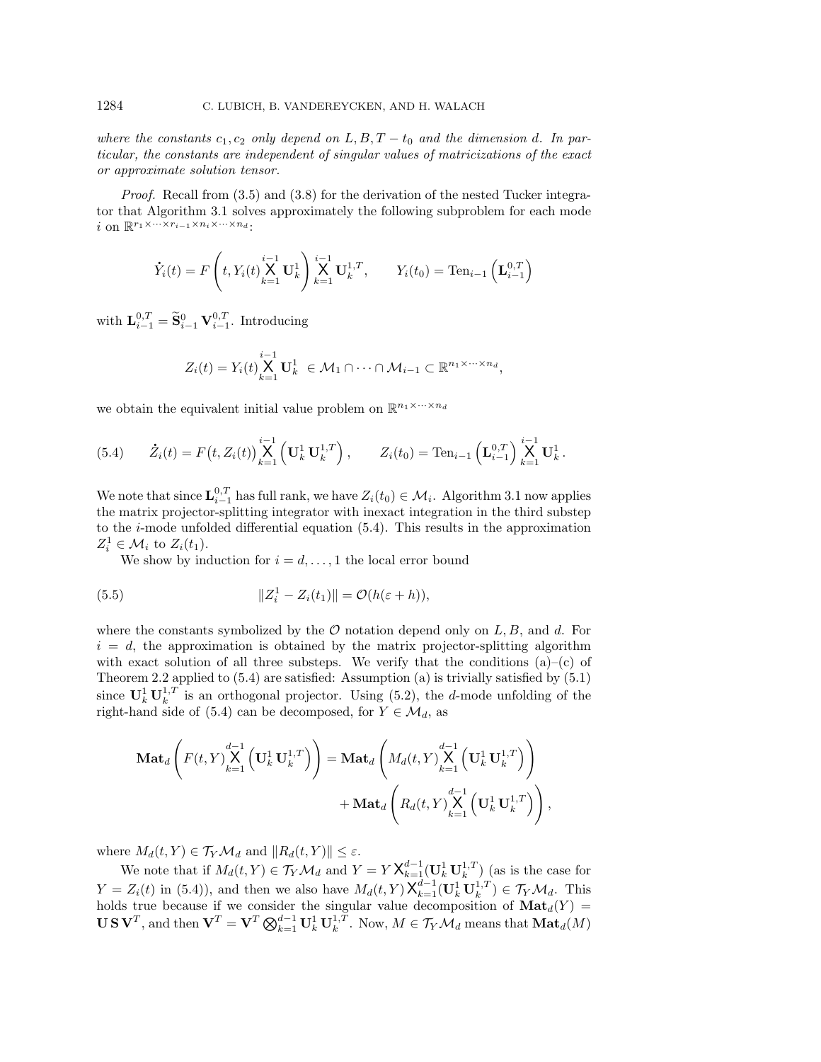*where the constants $c_1, c_2$ only depend on $L, B, T - t_0$ and the dimension $d$. In particular, the constants are independent of singular values of matricizations of the exact or approximate solution tensor.*

*Proof.* Recall from (3.5) and (3.8) for the derivation of the nested Tucker integrator that Algorithm 3.1 solves approximately the following subproblem for each mode $i$ on $\mathbb{R}^{r_1 \times \cdots \times r_{i-1} \times n_i \times \cdots \times n_d}$:

$$\dot{Y}_i(t) = F\left(t, Y_i(t) \bigtimes_{k=1}^{i-1} \mathbf{U}_k^1\right) \bigtimes_{k=1}^{i-1} \mathbf{U}_k^{1,T}, \qquad Y_i(t_0) = \mathrm{Ten}_{i-1}\left(\mathbf{L}_{i-1}^{0,T}\right)$$

with $\mathbf{L}_{i-1}^{0,T} = \widetilde{\mathbf{S}}_{i-1}^0 \, \mathbf{V}_{i-1}^{0,T}$. Introducing

$$Z_i(t) = Y_i(t) \bigtimes_{k=1}^{i-1} \mathbf{U}_k^1 \ \in \mathcal{M}_1 \cap \cdots \cap \mathcal{M}_{i-1} \subset \mathbb{R}^{n_1 \times \cdots \times n_d},$$

we obtain the equivalent initial value problem on $\mathbb{R}^{n_1 \times \cdots \times n_d}$

$$\dot{Z}_i(t) = F\big(t, Z_i(t)\big) \bigtimes_{k=1}^{i-1} \left(\mathbf{U}_k^1 \, \mathbf{U}_k^{1,T}\right), \qquad Z_i(t_0) = \mathrm{Ten}_{i-1}\left(\mathbf{L}_{i-1}^{0,T}\right) \bigtimes_{k=1}^{i-1} \mathbf{U}_k^1 . \tag{5.4}$$

We note that since $\mathbf{L}_{i-1}^{0,T}$ has full rank, we have $Z_i(t_0) \in \mathcal{M}_i$. Algorithm 3.1 now applies the matrix projector-splitting integrator with inexact integration in the third substep to the $i$-mode unfolded differential equation (5.4). This results in the approximation $Z_i^1 \in \mathcal{M}_i$ to $Z_i(t_1)$.

We show by induction for $i = d, \ldots, 1$ the local error bound

$$\|Z_i^1 - Z_i(t_1)\| = \mathcal{O}(h(\varepsilon + h)), \tag{5.5}$$

where the constants symbolized by the $\mathcal{O}$ notation depend only on $L, B$, and $d$. For $i = d$, the approximation is obtained by the matrix projector-splitting algorithm with exact solution of all three substeps. We verify that the conditions (a)–(c) of Theorem 2.2 applied to (5.4) are satisfied: Assumption (a) is trivially satisfied by (5.1) since $\mathbf{U}_k^1 \, \mathbf{U}_k^{1,T}$ is an orthogonal projector. Using (5.2), the $d$-mode unfolding of the right-hand side of (5.4) can be decomposed, for $Y \in \mathcal{M}_d$, as

$$\begin{aligned}
\mathbf{Mat}_d\left(F(t, Y) \bigtimes_{k=1}^{d-1} \left(\mathbf{U}_k^1 \, \mathbf{U}_k^{1,T}\right)\right) &= \mathbf{Mat}_d\left(M_d(t, Y) \bigtimes_{k=1}^{d-1} \left(\mathbf{U}_k^1 \, \mathbf{U}_k^{1,T}\right)\right) \\
&\quad + \mathbf{Mat}_d\left(R_d(t, Y) \bigtimes_{k=1}^{d-1} \left(\mathbf{U}_k^1 \, \mathbf{U}_k^{1,T}\right)\right),
\end{aligned}$$

where $M_d(t, Y) \in \mathcal{T}_Y \mathcal{M}_d$ and $\|R_d(t, Y)\| \le \varepsilon$.

We note that if $M_d(t, Y) \in \mathcal{T}_Y \mathcal{M}_d$ and $Y = Y \bigtimes_{k=1}^{d-1} (\mathbf{U}_k^1 \, \mathbf{U}_k^{1,T})$ (as is the case for $Y = Z_i(t)$ in (5.4)), and then we also have $M_d(t, Y) \bigtimes_{k=1}^{d-1} (\mathbf{U}_k^1 \, \mathbf{U}_k^{1,T}) \in \mathcal{T}_Y \mathcal{M}_d$. This holds true because if we consider the singular value decomposition of $\mathbf{Mat}_d(Y) = \mathbf{U} \, \mathbf{S} \, \mathbf{V}^T$, and then $\mathbf{V}^T = \mathbf{V}^T \bigotimes_{k=1}^{d-1} \mathbf{U}_k^1 \, \mathbf{U}_k^{1,T}$. Now, $M \in \mathcal{T}_Y \mathcal{M}_d$ means that $\mathbf{Mat}_d(M)$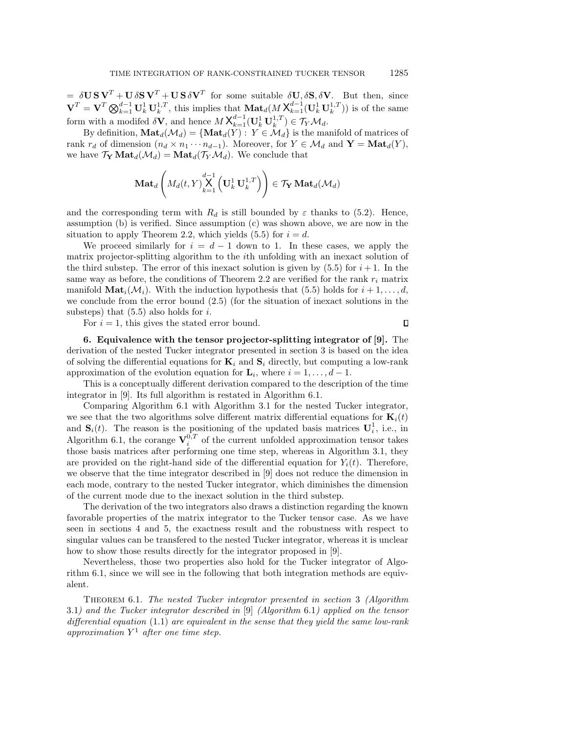$= \delta\mathbf{U}\,\mathbf{S}\,\mathbf{V}^T + \mathbf{U}\,\delta\mathbf{S}\,\mathbf{V}^T + \mathbf{U}\,\mathbf{S}\,\delta\mathbf{V}^T$ for some suitable $\delta\mathbf{U}, \delta\mathbf{S}, \delta\mathbf{V}$. But then, since $\mathbf{V}^T = \mathbf{V}^T \bigotimes_{k=1}^{d-1} \mathbf{U}_k^1\,\mathbf{U}_k^{1,T}$, this implies that $\mathbf{Mat}_d(M \bigtimes_{k=1}^{d-1}(\mathbf{U}_k^1\,\mathbf{U}_k^{1,T}))$ is of the same form with a modifed $\delta\mathbf{V}$, and hence $M \bigtimes_{k=1}^{d-1}(\mathbf{U}_k^1\,\mathbf{U}_k^{1,T}) \in \mathcal{T}_Y\mathcal{M}_d$.

By definition, $\mathbf{Mat}_d(\mathcal{M}_d) = \{\mathbf{Mat}_d(Y) : Y \in \mathcal{M}_d\}$ is the manifold of matrices of rank $r_d$ of dimension $(n_d \times n_1 \cdots n_{d-1})$. Moreover, for $Y \in \mathcal{M}_d$ and $\mathbf{Y} = \mathbf{Mat}_d(Y)$, we have $\mathcal{T}_{\mathbf{Y}}\,\mathbf{Mat}_d(\mathcal{M}_d) = \mathbf{Mat}_d(\mathcal{T}_Y\mathcal{M}_d)$. We conclude that

$$\mathbf{Mat}_d\left(M_d(t,Y)\bigtimes_{k=1}^{d-1}\left(\mathbf{U}_k^1\,\mathbf{U}_k^{1,T}\right)\right) \in \mathcal{T}_{\mathbf{Y}}\,\mathbf{Mat}_d(\mathcal{M}_d)$$

and the corresponding term with $R_d$ is still bounded by $\varepsilon$ thanks to (5.2). Hence, assumption (b) is verified. Since assumption (c) was shown above, we are now in the situation to apply Theorem 2.2, which yields (5.5) for $i = d$.

We proceed similarly for $i = d-1$ down to 1. In these cases, we apply the matrix projector-splitting algorithm to the $i$th unfolding with an inexact solution of the third substep. The error of this inexact solution is given by (5.5) for $i+1$. In the same way as before, the conditions of Theorem 2.2 are verified for the rank $r_i$ matrix manifold $\mathbf{Mat}_i(\mathcal{M}_i)$. With the induction hypothesis that (5.5) holds for $i+1, \ldots, d$, we conclude from the error bound (2.5) (for the situation of inexact solutions in the substeps) that (5.5) also holds for $i$.

For $i = 1$, this gives the stated error bound. ∎

## 6. Equivalence with the tensor projector-splitting integrator of [9].

The derivation of the nested Tucker integrator presented in section 3 is based on the idea of solving the differential equations for $\mathbf{K}_i$ and $\mathbf{S}_i$ directly, but computing a low-rank approximation of the evolution equation for $\mathbf{L}_i$, where $i = 1, \ldots, d-1$.

This is a conceptually different derivation compared to the description of the time integrator in [9]. Its full algorithm is restated in Algorithm 6.1.

Comparing Algorithm 6.1 with Algorithm 3.1 for the nested Tucker integrator, we see that the two algorithms solve different matrix differential equations for $\mathbf{K}_i(t)$ and $\mathbf{S}_i(t)$. The reason is the positioning of the updated basis matrices $\mathbf{U}_i^1$, i.e., in Algorithm 6.1, the corange $\mathbf{V}_i^{0,T}$ of the current unfolded approximation tensor takes those basis matrices after performing one time step, whereas in Algorithm 3.1, they are provided on the right-hand side of the differential equation for $Y_i(t)$. Therefore, we observe that the time integrator described in [9] does not reduce the dimension in each mode, contrary to the nested Tucker integrator, which diminishes the dimension of the current mode due to the inexact solution in the third substep.

The derivation of the two integrators also draws a distinction regarding the known favorable properties of the matrix integrator to the Tucker tensor case. As we have seen in sections 4 and 5, the exactness result and the robustness with respect to singular values can be transfered to the nested Tucker integrator, whereas it is unclear how to show those results directly for the integrator proposed in [9].

Nevertheless, those two properties also hold for the Tucker integrator of Algorithm 6.1, since we will see in the following that both integration methods are equivalent.

**Theorem 6.1.** *The nested Tucker integrator presented in section* 3 *(Algorithm* 3.1*) and the Tucker integrator described in* [9] *(Algorithm* 6.1*) applied on the tensor differential equation* (1.1) *are equivalent in the sense that they yield the same low-rank approximation $Y^1$ after one time step.*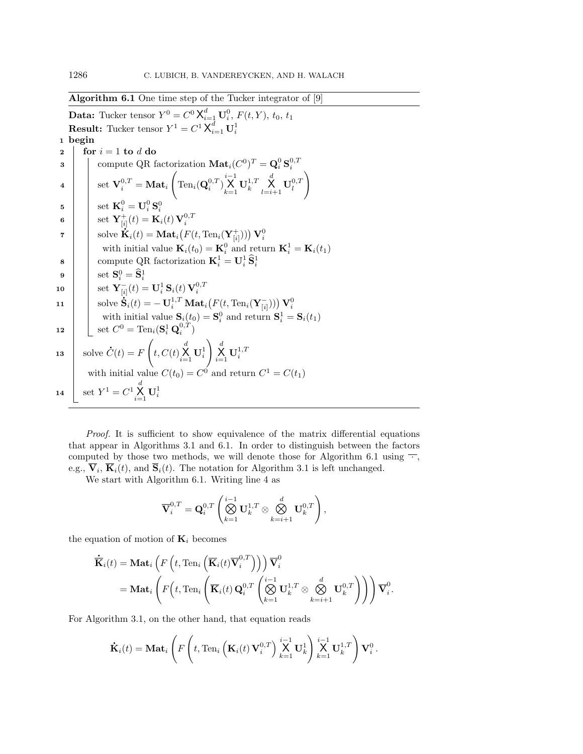**Algorithm 6.1** One time step of the Tucker integrator of [9]

**Data:** Tucker tensor $Y^0 = C^0 \bigtimes_{i=1}^d \mathbf{U}_i^0$, $F(t, Y)$, $t_0$, $t_1$
**Result:** Tucker tensor $Y^1 = C^1 \bigtimes_{i=1}^d \mathbf{U}_i^1$

```
1  begin
2    for i = 1 to d do
3      compute QR factorization Mat_i(C^0)^T = Q_i^0 S_i^{0,T}
4      set V_i^{0,T} = Mat_i( Ten_i(Q_i^{0,T}) X_{k=1}^{i-1} U_k^{1,T} X_{l=i+1}^{d} U_l^{0,T} )
5      set K_i^0 = U_i^0 S_i^0
6      set Y_[i]^+(t) = K_i(t) V_i^{0,T}
7      solve K_i'(t) = Mat_i(F(t, Ten_i(Y_[i]^+))) V_i^0
         with initial value K_i(t_0) = K_i^0 and return K_i^1 = K_i(t_1)
8      compute QR factorization K_i^1 = U_i^1 Ŝ_i^1
9      set S_i^0 = Ŝ_i^1
10     set Y_[i]^-(t) = U_i^1 S_i(t) V_i^{0,T}
11     solve S_i'(t) = - U_i^{1,T} Mat_i(F(t, Ten_i(Y_[i]^-))) V_i^0
         with initial value S_i(t_0) = S_i^0 and return S_i^1 = S_i(t_1)
12     set C^0 = Ten_i(S_i^1 Q_i^{0,T})
13   solve C'(t) = F( t, C(t) X_{i=1}^d U_i^1 ) X_{i=1}^d U_i^{1,T}
       with initial value C(t_0) = C^0 and return C^1 = C(t_1)
14   set Y^1 = C^1 X_{i=1}^d U_i^1
```

1. **begin**
2. **for** $i = 1$ **to** $d$ **do**
3. compute QR factorization $\mathbf{Mat}_i(C^0)^T = \mathbf{Q}_i^0 \mathbf{S}_i^{0,T}$
4. set $\mathbf{V}_i^{0,T} = \mathbf{Mat}_i \left( \mathrm{Ten}_i(\mathbf{Q}_i^{0,T}) \bigtimes_{k=1}^{i-1} \mathbf{U}_k^{1,T} \bigtimes_{l=i+1}^{d} \mathbf{U}_l^{0,T} \right)$
5. set $\mathbf{K}_i^0 = \mathbf{U}_i^0 \mathbf{S}_i^0$
6. set $\mathbf{Y}_{[i]}^+(t) = \mathbf{K}_i(t)\, \mathbf{V}_i^{0,T}$
7. solve $\dot{\mathbf{K}}_i(t) = \mathbf{Mat}_i\big(F(t, \mathrm{Ten}_i(\mathbf{Y}_{[i]}^+))\big)\, \mathbf{V}_i^0$ with initial value $\mathbf{K}_i(t_0) = \mathbf{K}_i^0$ and return $\mathbf{K}_i^1 = \mathbf{K}_i(t_1)$
8. compute QR factorization $\mathbf{K}_i^1 = \mathbf{U}_i^1 \widehat{\mathbf{S}}_i^1$
9. set $\mathbf{S}_i^0 = \widehat{\mathbf{S}}_i^1$
10. set $\mathbf{Y}_{[i]}^-(t) = \mathbf{U}_i^1\, \mathbf{S}_i(t)\, \mathbf{V}_i^{0,T}$
11. solve $\dot{\mathbf{S}}_i(t) = -\,\mathbf{U}_i^{1,T}\, \mathbf{Mat}_i\big(F(t, \mathrm{Ten}_i(\mathbf{Y}_{[i]}^-))\big)\, \mathbf{V}_i^0$ with initial value $\mathbf{S}_i(t_0) = \mathbf{S}_i^0$ and return $\mathbf{S}_i^1 = \mathbf{S}_i(t_1)$
12. set $C^0 = \mathrm{Ten}_i(\mathbf{S}_i^1\, \mathbf{Q}_i^{0,T})$
13. solve $\dot{C}(t) = F\left(t, C(t) \bigtimes_{i=1}^d \mathbf{U}_i^1\right) \bigtimes_{i=1}^d \mathbf{U}_i^{1,T}$ with initial value $C(t_0) = C^0$ and return $C^1 = C(t_1)$
14. set $Y^1 = C^1 \bigtimes_{i=1}^d \mathbf{U}_i^1$

*Proof.* It is sufficient to show equivalence of the matrix differential equations that appear in Algorithms 3.1 and 6.1. In order to distinguish between the factors computed by those two methods, we will denote those for Algorithm 6.1 using $\overline{\cdot}$, e.g., $\overline{\mathbf{V}}_i$, $\overline{\mathbf{K}}_i(t)$, and $\overline{\mathbf{S}}_i(t)$. The notation for Algorithm 3.1 is left unchanged.

We start with Algorithm 6.1. Writing line 4 as

$$\overline{\mathbf{V}}_i^{0,T} = \mathbf{Q}_i^{0,T} \left( \bigotimes_{k=1}^{i-1} \mathbf{U}_k^{1,T} \otimes \bigotimes_{k=i+1}^{d} \mathbf{U}_k^{0,T} \right),$$

the equation of motion of $\mathbf{K}_i$ becomes

$$\begin{aligned}
\dot{\overline{\mathbf{K}}}_i(t) &= \mathbf{Mat}_i \left( F\left(t, \mathrm{Ten}_i\left(\overline{\mathbf{K}}_i(t) \overline{\mathbf{V}}_i^{0,T}\right)\right)\right) \overline{\mathbf{V}}_i^0 \\
&= \mathbf{Mat}_i \left( F\Bigg(t, \mathrm{Ten}_i\left(\overline{\mathbf{K}}_i(t)\, \mathbf{Q}_i^{0,T} \left( \bigotimes_{k=1}^{i-1} \mathbf{U}_k^{1,T} \otimes \bigotimes_{k=i+1}^{d} \mathbf{U}_k^{0,T} \right)\right)\Bigg)\right) \overline{\mathbf{V}}_i^0.
\end{aligned}$$

For Algorithm 3.1, on the other hand, that equation reads

$$\dot{\mathbf{K}}_i(t) = \mathbf{Mat}_i \left( F\left(t, \mathrm{Ten}_i\left(\mathbf{K}_i(t)\, \mathbf{V}_i^{0,T}\right) \bigtimes_{k=1}^{i-1} \mathbf{U}_k^1 \right) \bigtimes_{k=1}^{i-1} \mathbf{U}_k^{1,T} \right) \mathbf{V}_i^0 .$$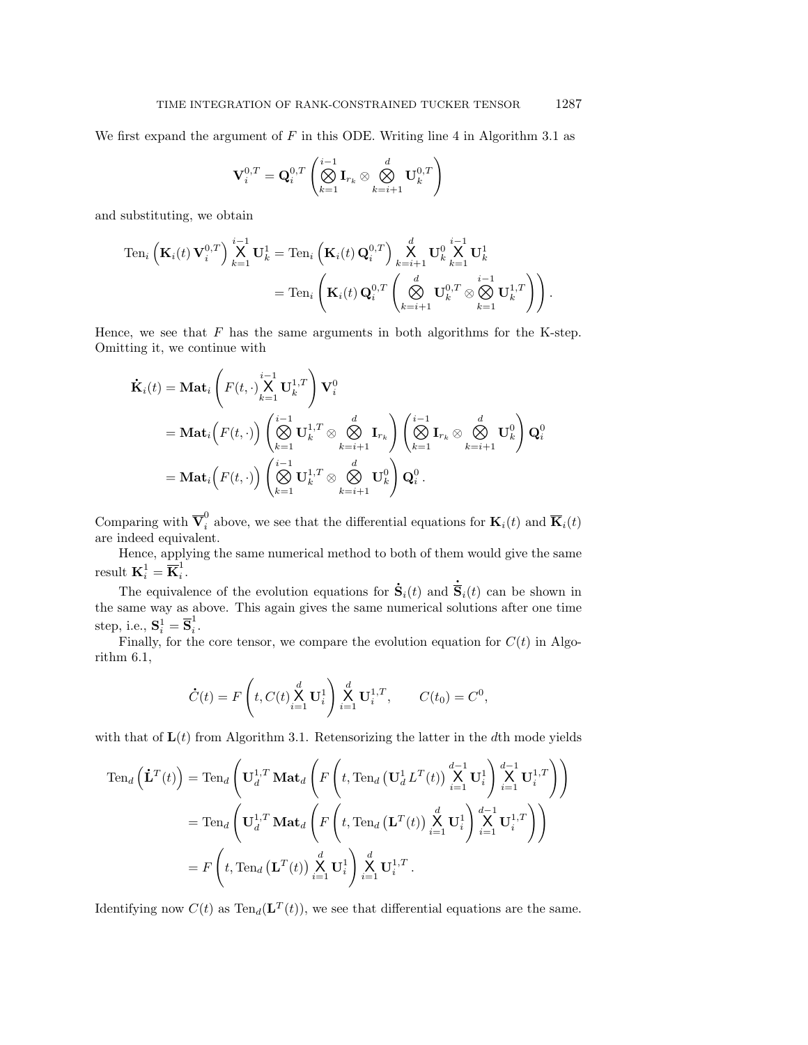We first expand the argument of $F$ in this ODE. Writing line 4 in Algorithm 3.1 as

$$\mathbf{V}_i^{0,T} = \mathbf{Q}_i^{0,T} \left( \bigotimes_{k=1}^{i-1} \mathbf{I}_{r_k} \otimes \bigotimes_{k=i+1}^{d} \mathbf{U}_k^{0,T} \right)$$

and substituting, we obtain

$$\begin{aligned}
\mathrm{Ten}_i \left( \mathbf{K}_i(t)\, \mathbf{V}_i^{0,T} \right) \bigtimes_{k=1}^{i-1} \mathbf{U}_k^1 &= \mathrm{Ten}_i \left( \mathbf{K}_i(t)\, \mathbf{Q}_i^{0,T} \right) \bigtimes_{k=i+1}^{d} \mathbf{U}_k^0 \bigtimes_{k=1}^{i-1} \mathbf{U}_k^1 \\
&= \mathrm{Ten}_i \left( \mathbf{K}_i(t)\, \mathbf{Q}_i^{0,T} \left( \bigotimes_{k=i+1}^{d} \mathbf{U}_k^{0,T} \otimes \bigotimes_{k=1}^{i-1} \mathbf{U}_k^{1,T} \right) \right).
\end{aligned}$$

Hence, we see that $F$ has the same arguments in both algorithms for the K-step. Omitting it, we continue with

$$\begin{aligned}
\dot{\mathbf{K}}_i(t) &= \mathbf{Mat}_i \left( F(t,\cdot) \bigtimes_{k=1}^{i-1} \mathbf{U}_k^{1,T} \right) \mathbf{V}_i^0 \\
&= \mathbf{Mat}_i \Big( F(t,\cdot) \Big) \left( \bigotimes_{k=1}^{i-1} \mathbf{U}_k^{1,T} \otimes \bigotimes_{k=i+1}^{d} \mathbf{I}_{r_k} \right) \left( \bigotimes_{k=1}^{i-1} \mathbf{I}_{r_k} \otimes \bigotimes_{k=i+1}^{d} \mathbf{U}_k^0 \right) \mathbf{Q}_i^0 \\
&= \mathbf{Mat}_i \Big( F(t,\cdot) \Big) \left( \bigotimes_{k=1}^{i-1} \mathbf{U}_k^{1,T} \otimes \bigotimes_{k=i+1}^{d} \mathbf{U}_k^0 \right) \mathbf{Q}_i^0 .
\end{aligned}$$

Comparing with $\overline{\mathbf{V}}_i^0$ above, we see that the differential equations for $\mathbf{K}_i(t)$ and $\overline{\mathbf{K}}_i(t)$ are indeed equivalent.

Hence, applying the same numerical method to both of them would give the same result $\mathbf{K}_i^1 = \overline{\mathbf{K}}_i^1$.

The equivalence of the evolution equations for $\dot{\mathbf{S}}_i(t)$ and $\dot{\overline{\mathbf{S}}}_i(t)$ can be shown in the same way as above. This again gives the same numerical solutions after one time step, i.e., $\mathbf{S}_i^1 = \overline{\mathbf{S}}_i^1$.

Finally, for the core tensor, we compare the evolution equation for $C(t)$ in Algorithm 6.1,

$$\dot{C}(t) = F\left(t, C(t) \bigtimes_{i=1}^{d} \mathbf{U}_i^1 \right) \bigtimes_{i=1}^{d} \mathbf{U}_i^{1,T}, \qquad C(t_0) = C^0,$$

with that of $\mathbf{L}(t)$ from Algorithm 3.1. Retensorizing the latter in the $d$th mode yields

$$\begin{aligned}
\mathrm{Ten}_d \left( \dot{\mathbf{L}}^T(t) \right) &= \mathrm{Ten}_d \left( \mathbf{U}_d^{1,T}\, \mathbf{Mat}_d \left( F\left(t, \mathrm{Ten}_d \left( \mathbf{U}_d^1 L^T(t) \right) \bigtimes_{i=1}^{d-1} \mathbf{U}_i^1 \right) \bigtimes_{i=1}^{d-1} \mathbf{U}_i^{1,T} \right) \right) \\
&= \mathrm{Ten}_d \left( \mathbf{U}_d^{1,T}\, \mathbf{Mat}_d \left( F\left(t, \mathrm{Ten}_d \left( \mathbf{L}^T(t) \right) \bigtimes_{i=1}^{d} \mathbf{U}_i^1 \right) \bigtimes_{i=1}^{d-1} \mathbf{U}_i^{1,T} \right) \right) \\
&= F\left(t, \mathrm{Ten}_d \left( \mathbf{L}^T(t) \right) \bigtimes_{i=1}^{d} \mathbf{U}_i^1 \right) \bigtimes_{i=1}^{d} \mathbf{U}_i^{1,T} .
\end{aligned}$$

Identifying now $C(t)$ as $\mathrm{Ten}_d(\mathbf{L}^T(t))$, we see that differential equations are the same.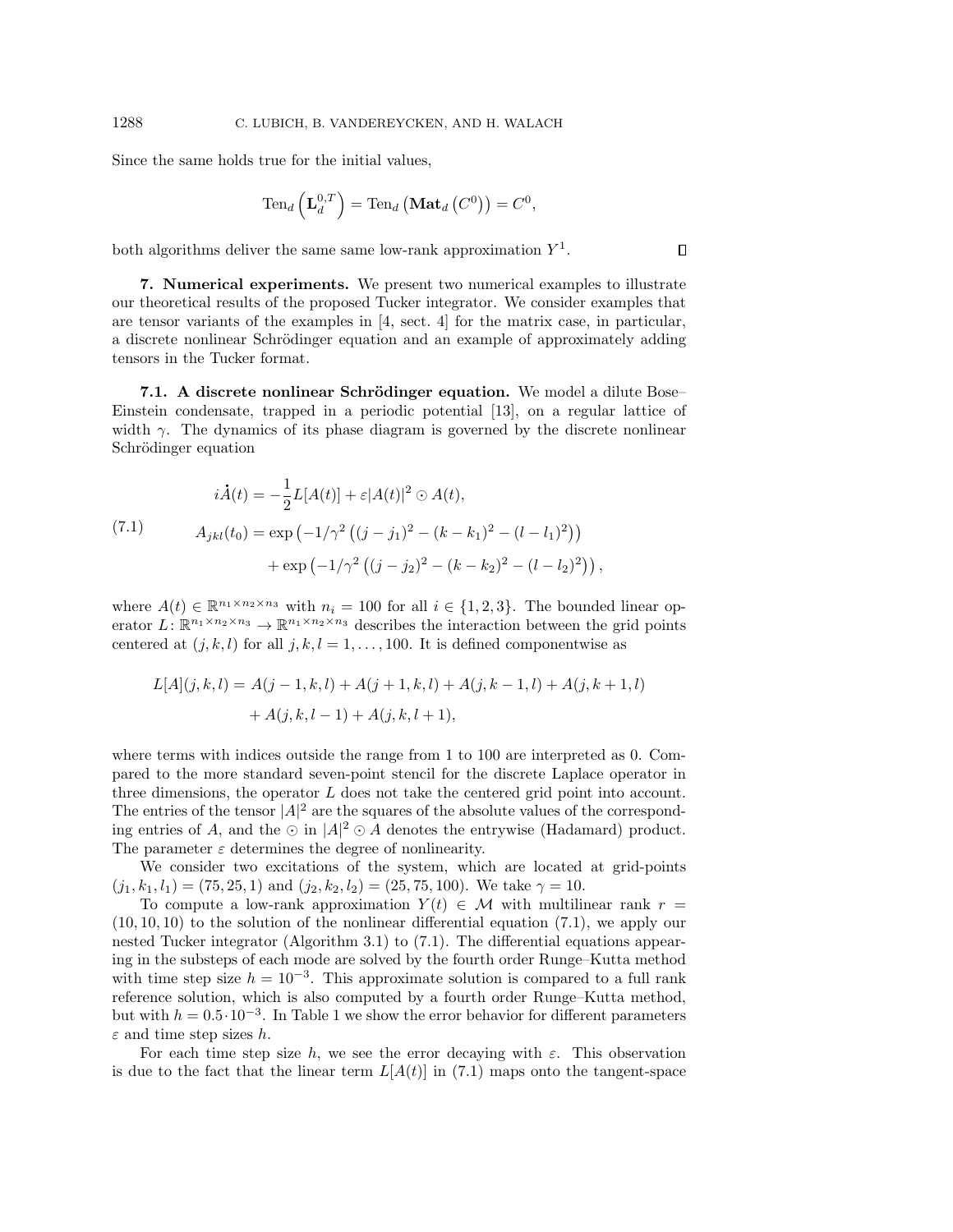Since the same holds true for the initial values,

$$\mathrm{Ten}_d\left(\mathbf{L}_d^{0,T}\right) = \mathrm{Ten}_d\left(\mathbf{Mat}_d\left(C^0\right)\right) = C^0,$$

both algorithms deliver the same same low-rank approximation $Y^1$. $\square$

## 7. Numerical experiments.

We present two numerical examples to illustrate our theoretical results of the proposed Tucker integrator. We consider examples that are tensor variants of the examples in [4, sect. 4] for the matrix case, in particular, a discrete nonlinear Schrödinger equation and an example of approximately adding tensors in the Tucker format.

### 7.1. A discrete nonlinear Schrödinger equation.

We model a dilute Bose–Einstein condensate, trapped in a periodic potential [13], on a regular lattice of width $\gamma$. The dynamics of its phase diagram is governed by the discrete nonlinear Schrödinger equation

$$
\begin{aligned}
i\dot{A}(t) &= -\frac{1}{2}L[A(t)] + \varepsilon|A(t)|^2 \odot A(t), \\
A_{jkl}(t_0) &= \exp\left(-1/\gamma^2\left((j-j_1)^2 - (k-k_1)^2 - (l-l_1)^2\right)\right) \\
&\quad + \exp\left(-1/\gamma^2\left((j-j_2)^2 - (k-k_2)^2 - (l-l_2)^2\right)\right),
\end{aligned}
\tag{7.1}
$$

where $A(t) \in \mathbb{R}^{n_1 \times n_2 \times n_3}$ with $n_i = 100$ for all $i \in \{1,2,3\}$. The bounded linear operator $L\colon \mathbb{R}^{n_1 \times n_2 \times n_3} \to \mathbb{R}^{n_1 \times n_2 \times n_3}$ describes the interaction between the grid points centered at $(j,k,l)$ for all $j,k,l = 1,\dots,100$. It is defined componentwise as

$$
\begin{aligned}
L[A](j,k,l) = {} & A(j-1,k,l) + A(j+1,k,l) + A(j,k-1,l) + A(j,k+1,l) \\
& + A(j,k,l-1) + A(j,k,l+1),
\end{aligned}
$$

where terms with indices outside the range from 1 to 100 are interpreted as 0. Compared to the more standard seven-point stencil for the discrete Laplace operator in three dimensions, the operator $L$ does not take the centered grid point into account. The entries of the tensor $|A|^2$ are the squares of the absolute values of the corresponding entries of $A$, and the $\odot$ in $|A|^2 \odot A$ denotes the entrywise (Hadamard) product. The parameter $\varepsilon$ determines the degree of nonlinearity.

We consider two excitations of the system, which are located at grid-points $(j_1,k_1,l_1) = (75,25,1)$ and $(j_2,k_2,l_2) = (25,75,100)$. We take $\gamma = 10$.

To compute a low-rank approximation $Y(t) \in \mathcal{M}$ with multilinear rank $r = (10,10,10)$ to the solution of the nonlinear differential equation (7.1), we apply our nested Tucker integrator (Algorithm 3.1) to (7.1). The differential equations appearing in the substeps of each mode are solved by the fourth order Runge–Kutta method with time step size $h = 10^{-3}$. This approximate solution is compared to a full rank reference solution, which is also computed by a fourth order Runge–Kutta method, but with $h = 0.5\cdot 10^{-3}$. In Table 1 we show the error behavior for different parameters $\varepsilon$ and time step sizes $h$.

For each time step size $h$, we see the error decaying with $\varepsilon$. This observation is due to the fact that the linear term $L[A(t)]$ in (7.1) maps onto the tangent-space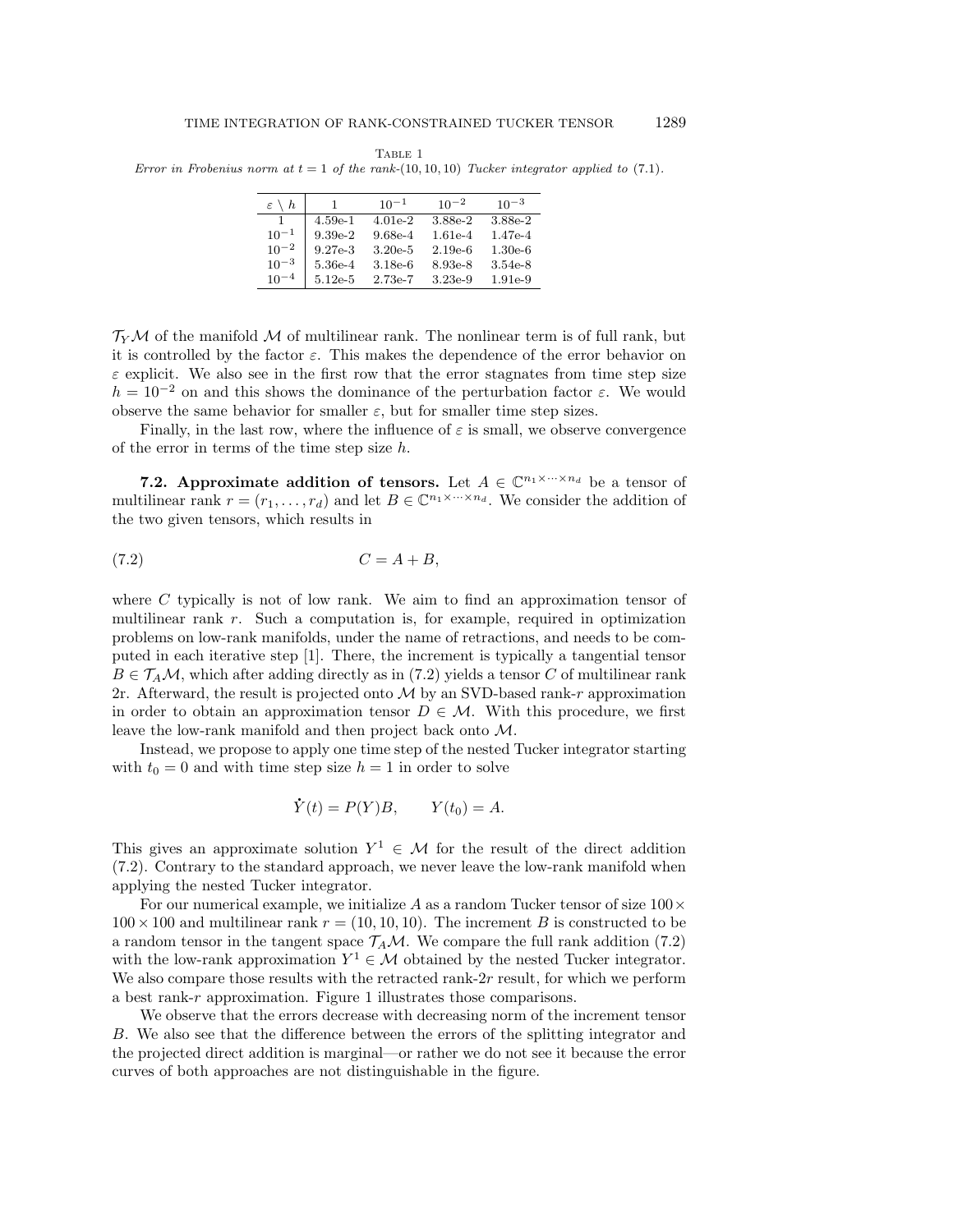TABLE 1

*Error in Frobenius norm at $t = 1$ of the rank-$(10, 10, 10)$ Tucker integrator applied to (7.1).*

| $\varepsilon \setminus h$ | $1$ | $10^{-1}$ | $10^{-2}$ | $10^{-3}$ |
|---|---|---|---|---|
| $1$ | 4.59e-1 | 4.01e-2 | 3.88e-2 | 3.88e-2 |
| $10^{-1}$ | 9.39e-2 | 9.68e-4 | 1.61e-4 | 1.47e-4 |
| $10^{-2}$ | 9.27e-3 | 3.20e-5 | 2.19e-6 | 1.30e-6 |
| $10^{-3}$ | 5.36e-4 | 3.18e-6 | 8.93e-8 | 3.54e-8 |
| $10^{-4}$ | 5.12e-5 | 2.73e-7 | 3.23e-9 | 1.91e-9 |

$\mathcal{T}_Y\mathcal{M}$ of the manifold $\mathcal{M}$ of multilinear rank. The nonlinear term is of full rank, but it is controlled by the factor $\varepsilon$. This makes the dependence of the error behavior on $\varepsilon$ explicit. We also see in the first row that the error stagnates from time step size $h = 10^{-2}$ on and this shows the dominance of the perturbation factor $\varepsilon$. We would observe the same behavior for smaller $\varepsilon$, but for smaller time step sizes.

Finally, in the last row, where the influence of $\varepsilon$ is small, we observe convergence of the error in terms of the time step size $h$.

**7.2. Approximate addition of tensors.** Let $A \in \mathbb{C}^{n_1\times\cdots\times n_d}$ be a tensor of multilinear rank $r = (r_1, \ldots, r_d)$ and let $B \in \mathbb{C}^{n_1\times\cdots\times n_d}$. We consider the addition of the two given tensors, which results in

$$C = A + B, \tag{7.2}$$

where $C$ typically is not of low rank. We aim to find an approximation tensor of multilinear rank $r$. Such a computation is, for example, required in optimization problems on low-rank manifolds, under the name of retractions, and needs to be computed in each iterative step [1]. There, the increment is typically a tangential tensor $B \in \mathcal{T}_A\mathcal{M}$, which after adding directly as in (7.2) yields a tensor $C$ of multilinear rank 2r. Afterward, the result is projected onto $\mathcal{M}$ by an SVD-based rank-$r$ approximation in order to obtain an approximation tensor $D \in \mathcal{M}$. With this procedure, we first leave the low-rank manifold and then project back onto $\mathcal{M}$.

Instead, we propose to apply one time step of the nested Tucker integrator starting with $t_0 = 0$ and with time step size $h = 1$ in order to solve

$$\dot{Y}(t) = P(Y)B, \qquad Y(t_0) = A.$$

This gives an approximate solution $Y^1 \in \mathcal{M}$ for the result of the direct addition (7.2). Contrary to the standard approach, we never leave the low-rank manifold when applying the nested Tucker integrator.

For our numerical example, we initialize $A$ as a random Tucker tensor of size $100 \times 100 \times 100$ and multilinear rank $r = (10, 10, 10)$. The increment $B$ is constructed to be a random tensor in the tangent space $\mathcal{T}_A\mathcal{M}$. We compare the full rank addition (7.2) with the low-rank approximation $Y^1 \in \mathcal{M}$ obtained by the nested Tucker integrator. We also compare those results with the retracted rank-$2r$ result, for which we perform a best rank-$r$ approximation. Figure 1 illustrates those comparisons.

We observe that the errors decrease with decreasing norm of the increment tensor $B$. We also see that the difference between the errors of the splitting integrator and the projected direct addition is marginal—or rather we do not see it because the error curves of both approaches are not distinguishable in the figure.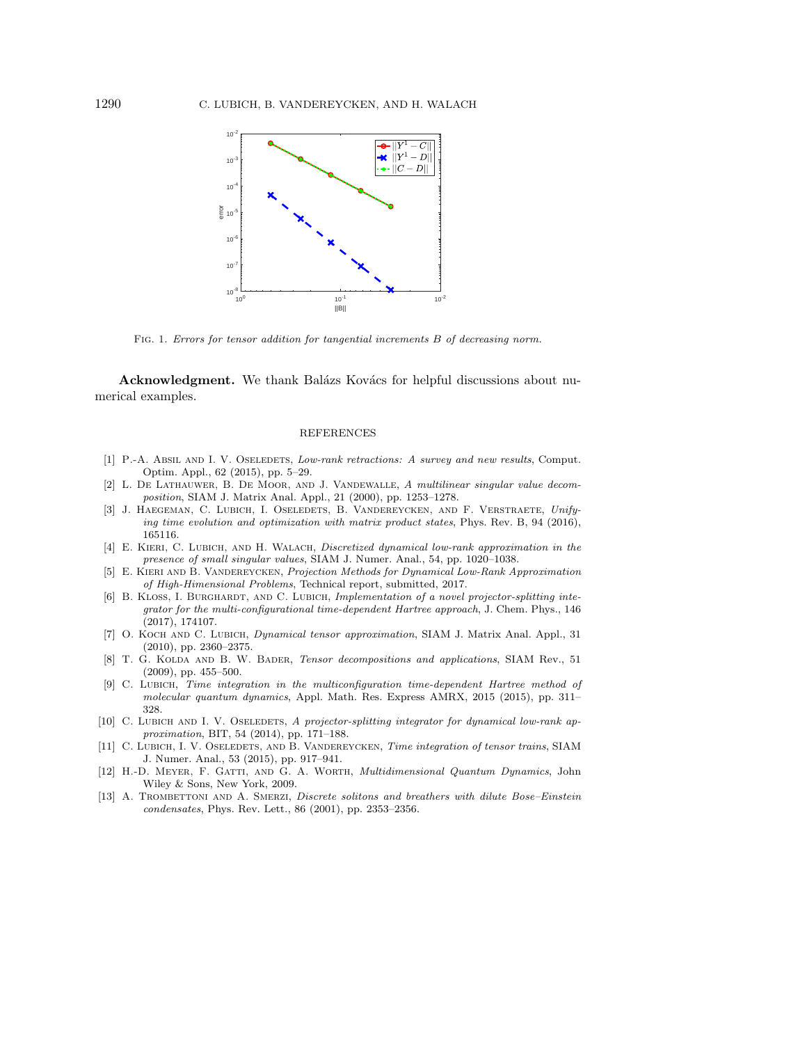10^-2

10^-3

10^-4

10^-5

10^-6

10^-7

10^-8

error

10^0

10^-1

10^-2

||B||

$||Y^1 - C||$

$||Y^1 - D||$

$||C - D||$

Fig. 1. *Errors for tensor addition for tangential increments $B$ of decreasing norm.*

**Acknowledgment.** We thank Balázs Kovács for helpful discussions about numerical examples.

## REFERENCES

[1] P.-A. Absil and I. V. Oseledets, *Low-rank retractions: A survey and new results*, Comput. Optim. Appl., 62 (2015), pp. 5–29.

[2] L. De Lathauwer, B. De Moor, and J. Vandewalle, *A multilinear singular value decomposition*, SIAM J. Matrix Anal. Appl., 21 (2000), pp. 1253–1278.

[3] J. Haegeman, C. Lubich, I. Oseledets, B. Vandereycken, and F. Verstraete, *Unifying time evolution and optimization with matrix product states*, Phys. Rev. B, 94 (2016), 165116.

[4] E. Kieri, C. Lubich, and H. Walach, *Discretized dynamical low-rank approximation in the presence of small singular values*, SIAM J. Numer. Anal., 54, pp. 1020–1038.

[5] E. Kieri and B. Vandereycken, *Projection Methods for Dynamical Low-Rank Approximation of High-Himensional Problems*, Technical report, submitted, 2017.

[6] B. Kloss, I. Burghardt, and C. Lubich, *Implementation of a novel projector-splitting integrator for the multi-configurational time-dependent Hartree approach*, J. Chem. Phys., 146 (2017), 174107.

[7] O. Koch and C. Lubich, *Dynamical tensor approximation*, SIAM J. Matrix Anal. Appl., 31 (2010), pp. 2360–2375.

[8] T. G. Kolda and B. W. Bader, *Tensor decompositions and applications*, SIAM Rev., 51 (2009), pp. 455–500.

[9] C. Lubich, *Time integration in the multiconfiguration time-dependent Hartree method of molecular quantum dynamics*, Appl. Math. Res. Express AMRX, 2015 (2015), pp. 311–328.

[10] C. Lubich and I. V. Oseledets, *A projector-splitting integrator for dynamical low-rank approximation*, BIT, 54 (2014), pp. 171–188.

[11] C. Lubich, I. V. Oseledets, and B. Vandereycken, *Time integration of tensor trains*, SIAM J. Numer. Anal., 53 (2015), pp. 917–941.

[12] H.-D. Meyer, F. Gatti, and G. A. Worth, *Multidimensional Quantum Dynamics*, John Wiley & Sons, New York, 2009.

[13] A. Trombettoni and A. Smerzi, *Discrete solitons and breathers with dilute Bose–Einstein condensates*, Phys. Rev. Lett., 86 (2001), pp. 2353–2356.